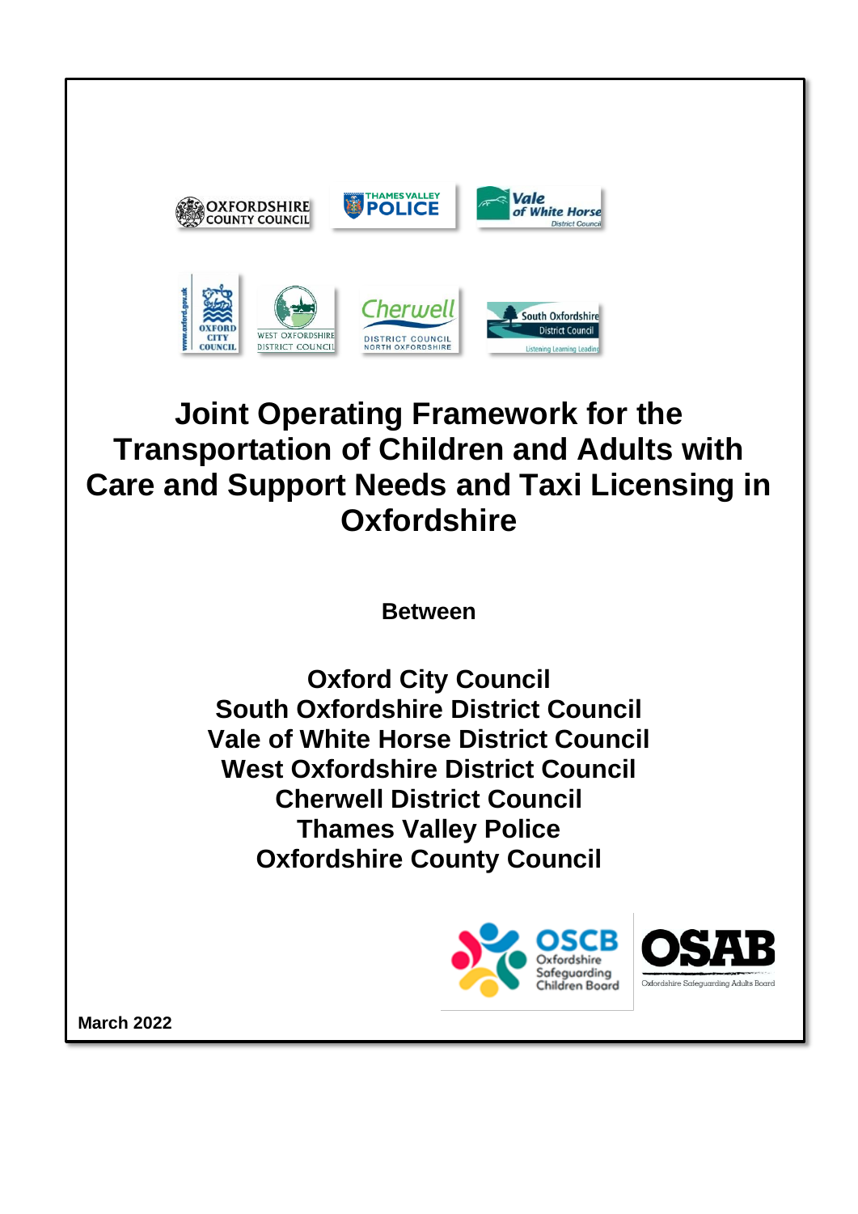# Joint Operating Framework for the Transportation of Children and Adults with Care and Support Needs and Taxi Licensing in Oxfordshire

**Between**

**Oxford City Council**
**South Oxfordshire District Council**
**Vale of White Horse District Council**
**West Oxfordshire District Council**
**Cherwell District Council**
**Thames Valley Police**
**Oxfordshire County Council**

**March 2022**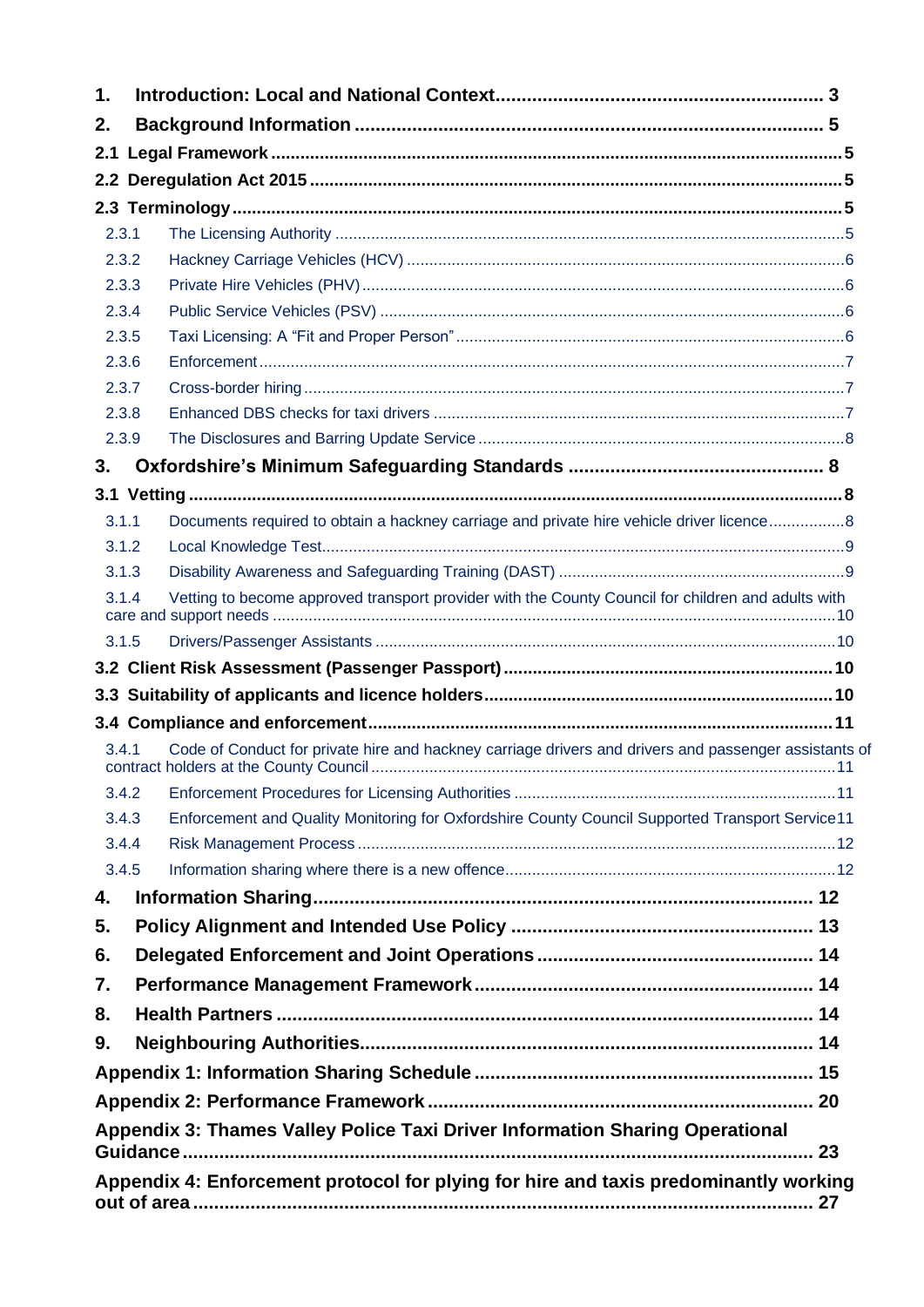1. **Introduction: Local and National Context** .... 3
2. **Background Information** .... 5

**2.1 Legal Framework** .... 5

**2.2 Deregulation Act 2015** .... 5

**2.3 Terminology** .... 5

- 2.3.1 The Licensing Authority .... 5
- 2.3.2 Hackney Carriage Vehicles (HCV) .... 6
- 2.3.3 Private Hire Vehicles (PHV) .... 6
- 2.3.4 Public Service Vehicles (PSV) .... 6
- 2.3.5 Taxi Licensing: A "Fit and Proper Person" .... 6
- 2.3.6 Enforcement .... 7
- 2.3.7 Cross-border hiring .... 7
- 2.3.8 Enhanced DBS checks for taxi drivers .... 7
- 2.3.9 The Disclosures and Barring Update Service .... 8

3. **Oxfordshire's Minimum Safeguarding Standards** .... 8

**3.1 Vetting** .... 8

- 3.1.1 Documents required to obtain a hackney carriage and private hire vehicle driver licence .... 8
- 3.1.2 Local Knowledge Test .... 9
- 3.1.3 Disability Awareness and Safeguarding Training (DAST) .... 9
- 3.1.4 Vetting to become approved transport provider with the County Council for children and adults with care and support needs .... 10
- 3.1.5 Drivers/Passenger Assistants .... 10

**3.2 Client Risk Assessment (Passenger Passport)** .... 10

**3.3 Suitability of applicants and licence holders** .... 10

**3.4 Compliance and enforcement** .... 11

- 3.4.1 Code of Conduct for private hire and hackney carriage drivers and drivers and passenger assistants of contract holders at the County Council .... 11
- 3.4.2 Enforcement Procedures for Licensing Authorities .... 11
- 3.4.3 Enforcement and Quality Monitoring for Oxfordshire County Council Supported Transport Service .... 11
- 3.4.4 Risk Management Process .... 12
- 3.4.5 Information sharing where there is a new offence .... 12

4. **Information Sharing** .... 12
5. **Policy Alignment and Intended Use Policy** .... 13
6. **Delegated Enforcement and Joint Operations** .... 14
7. **Performance Management Framework** .... 14
8. **Health Partners** .... 14
9. **Neighbouring Authorities** .... 14

**Appendix 1: Information Sharing Schedule** .... 15

**Appendix 2: Performance Framework** .... 20

**Appendix 3: Thames Valley Police Taxi Driver Information Sharing Operational Guidance** .... 23

**Appendix 4: Enforcement protocol for plying for hire and taxis predominantly working out of area** .... 27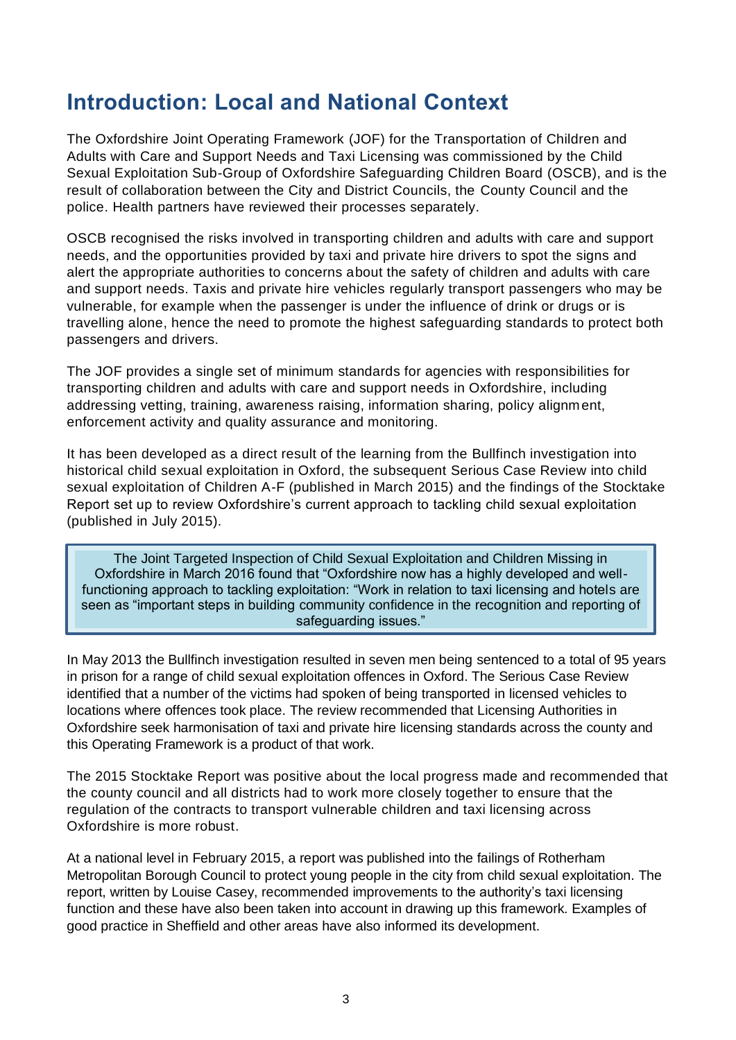## Introduction: Local and National Context

The Oxfordshire Joint Operating Framework (JOF) for the Transportation of Children and Adults with Care and Support Needs and Taxi Licensing was commissioned by the Child Sexual Exploitation Sub-Group of Oxfordshire Safeguarding Children Board (OSCB), and is the result of collaboration between the City and District Councils, the County Council and the police. Health partners have reviewed their processes separately.

OSCB recognised the risks involved in transporting children and adults with care and support needs, and the opportunities provided by taxi and private hire drivers to spot the signs and alert the appropriate authorities to concerns about the safety of children and adults with care and support needs. Taxis and private hire vehicles regularly transport passengers who may be vulnerable, for example when the passenger is under the influence of drink or drugs or is travelling alone, hence the need to promote the highest safeguarding standards to protect both passengers and drivers.

The JOF provides a single set of minimum standards for agencies with responsibilities for transporting children and adults with care and support needs in Oxfordshire, including addressing vetting, training, awareness raising, information sharing, policy alignment, enforcement activity and quality assurance and monitoring.

It has been developed as a direct result of the learning from the Bullfinch investigation into historical child sexual exploitation in Oxford, the subsequent Serious Case Review into child sexual exploitation of Children A-F (published in March 2015) and the findings of the Stocktake Report set up to review Oxfordshire's current approach to tackling child sexual exploitation (published in July 2015).

> The Joint Targeted Inspection of Child Sexual Exploitation and Children Missing in Oxfordshire in March 2016 found that "Oxfordshire now has a highly developed and well-functioning approach to tackling exploitation: "Work in relation to taxi licensing and hotels are seen as "important steps in building community confidence in the recognition and reporting of safeguarding issues."

In May 2013 the Bullfinch investigation resulted in seven men being sentenced to a total of 95 years in prison for a range of child sexual exploitation offences in Oxford. The Serious Case Review identified that a number of the victims had spoken of being transported in licensed vehicles to locations where offences took place. The review recommended that Licensing Authorities in Oxfordshire seek harmonisation of taxi and private hire licensing standards across the county and this Operating Framework is a product of that work.

The 2015 Stocktake Report was positive about the local progress made and recommended that the county council and all districts had to work more closely together to ensure that the regulation of the contracts to transport vulnerable children and taxi licensing across Oxfordshire is more robust.

At a national level in February 2015, a report was published into the failings of Rotherham Metropolitan Borough Council to protect young people in the city from child sexual exploitation. The report, written by Louise Casey, recommended improvements to the authority's taxi licensing function and these have also been taken into account in drawing up this framework. Examples of good practice in Sheffield and other areas have also informed its development.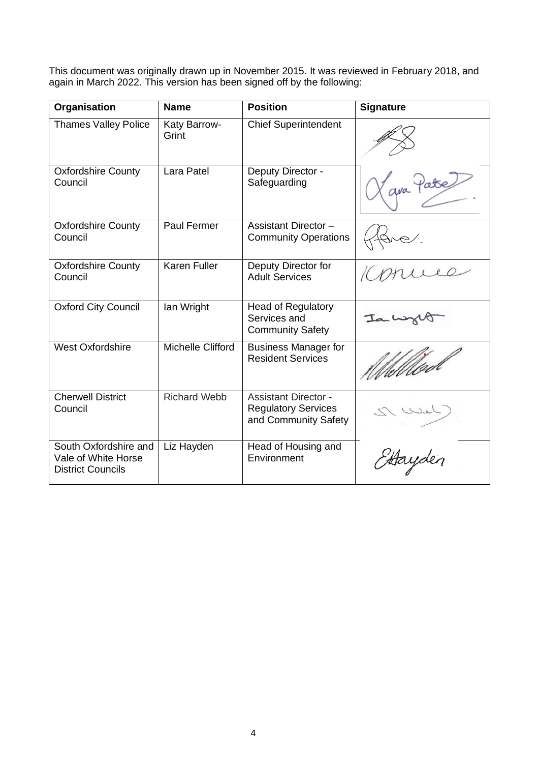This document was originally drawn up in November 2015. It was reviewed in February 2018, and again in March 2022. This version has been signed off by the following:

| Organisation | Name | Position | Signature |
|---|---|---|---|
| Thames Valley Police | Katy Barrow-Grint | Chief Superintendent | |
| Oxfordshire County Council | Lara Patel | Deputy Director - Safeguarding | |
| Oxfordshire County Council | Paul Fermer | Assistant Director – Community Operations | |
| Oxfordshire County Council | Karen Fuller | Deputy Director for Adult Services | |
| Oxford City Council | Ian Wright | Head of Regulatory Services and Community Safety | |
| West Oxfordshire | Michelle Clifford | Business Manager for Resident Services | |
| Cherwell District Council | Richard Webb | Assistant Director - Regulatory Services and Community Safety | |
| South Oxfordshire and Vale of White Horse District Councils | Liz Hayden | Head of Housing and Environment | |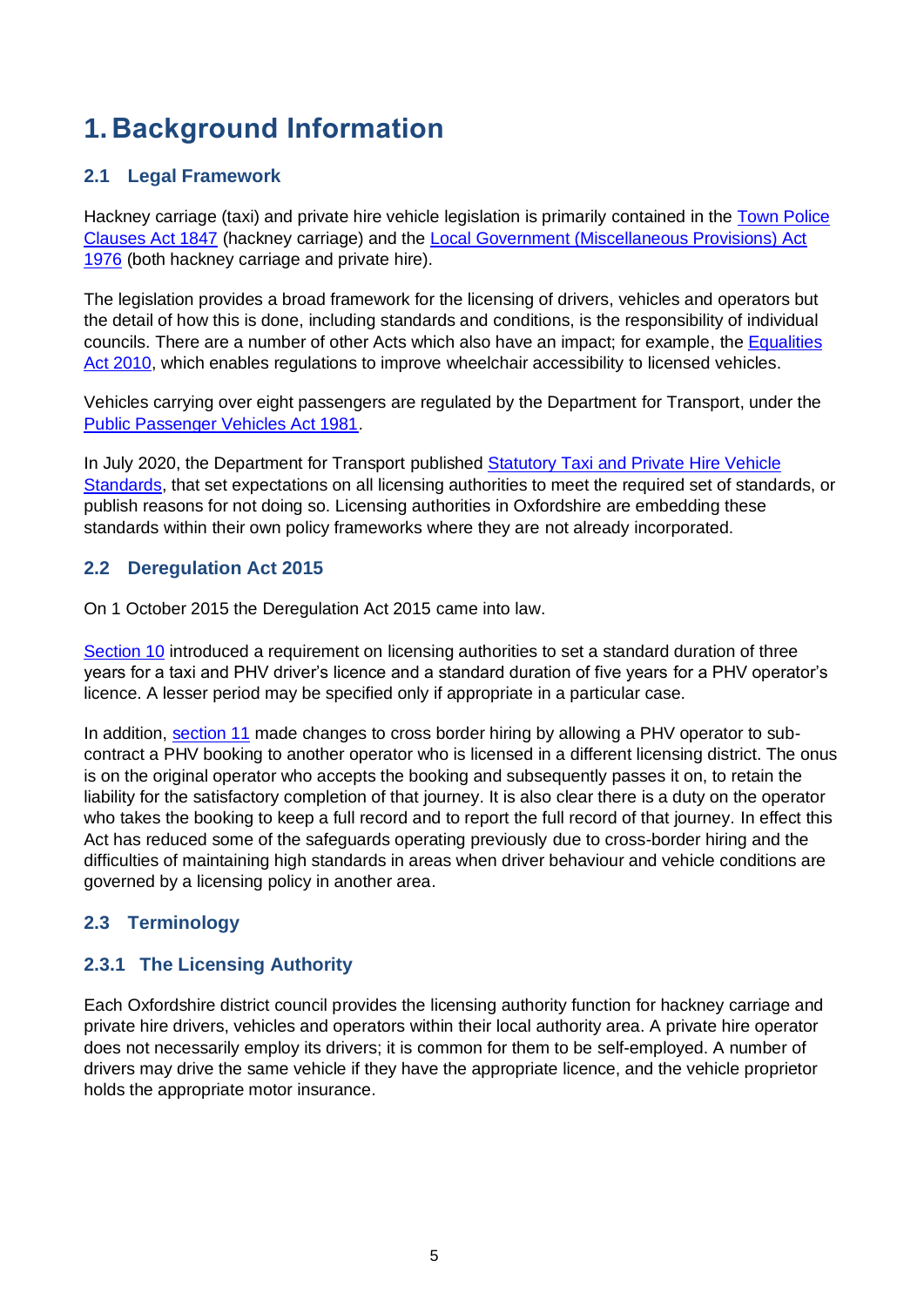# 1. Background Information

## 2.1 Legal Framework

Hackney carriage (taxi) and private hire vehicle legislation is primarily contained in the [Town Police Clauses Act 1847] (hackney carriage) and the [Local Government (Miscellaneous Provisions) Act 1976] (both hackney carriage and private hire).

The legislation provides a broad framework for the licensing of drivers, vehicles and operators but the detail of how this is done, including standards and conditions, is the responsibility of individual councils. There are a number of other Acts which also have an impact; for example, the [Equalities Act 2010], which enables regulations to improve wheelchair accessibility to licensed vehicles.

Vehicles carrying over eight passengers are regulated by the Department for Transport, under the [Public Passenger Vehicles Act 1981].

In July 2020, the Department for Transport published [Statutory Taxi and Private Hire Vehicle Standards], that set expectations on all licensing authorities to meet the required set of standards, or publish reasons for not doing so. Licensing authorities in Oxfordshire are embedding these standards within their own policy frameworks where they are not already incorporated.

## 2.2 Deregulation Act 2015

On 1 October 2015 the Deregulation Act 2015 came into law.

[Section 10] introduced a requirement on licensing authorities to set a standard duration of three years for a taxi and PHV driver's licence and a standard duration of five years for a PHV operator's licence. A lesser period may be specified only if appropriate in a particular case.

In addition, [section 11] made changes to cross border hiring by allowing a PHV operator to sub-contract a PHV booking to another operator who is licensed in a different licensing district. The onus is on the original operator who accepts the booking and subsequently passes it on, to retain the liability for the satisfactory completion of that journey. It is also clear there is a duty on the operator who takes the booking to keep a full record and to report the full record of that journey. In effect this Act has reduced some of the safeguards operating previously due to cross-border hiring and the difficulties of maintaining high standards in areas when driver behaviour and vehicle conditions are governed by a licensing policy in another area.

## 2.3 Terminology

### 2.3.1 The Licensing Authority

Each Oxfordshire district council provides the licensing authority function for hackney carriage and private hire drivers, vehicles and operators within their local authority area. A private hire operator does not necessarily employ its drivers; it is common for them to be self-employed. A number of drivers may drive the same vehicle if they have the appropriate licence, and the vehicle proprietor holds the appropriate motor insurance.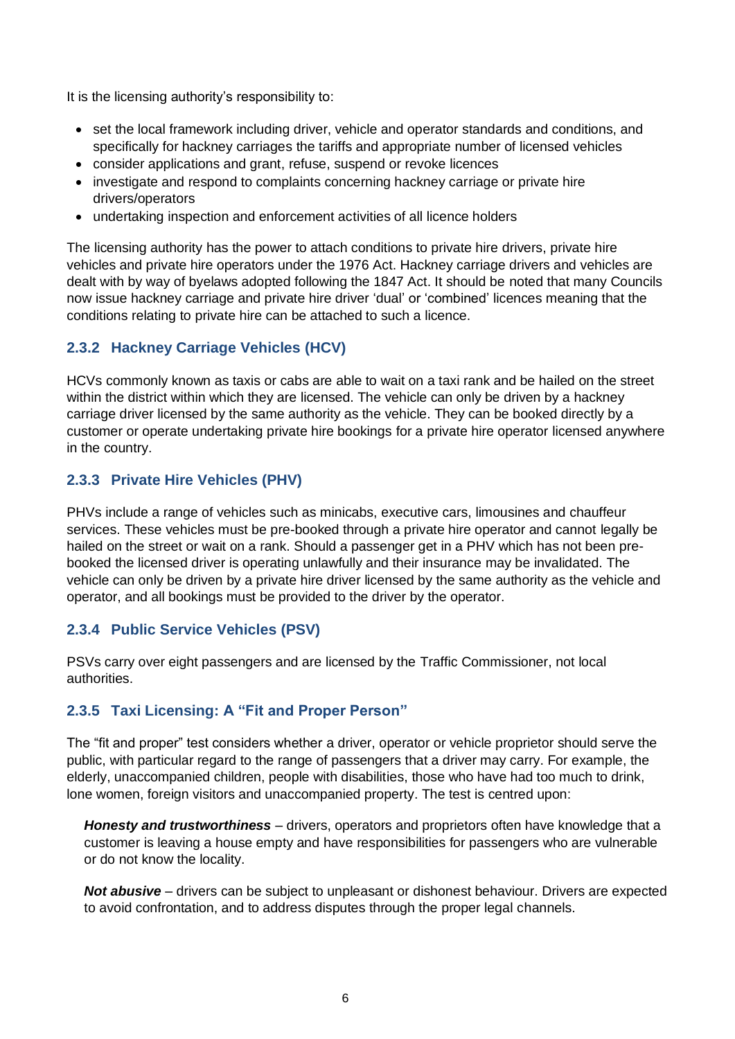It is the licensing authority's responsibility to:

- set the local framework including driver, vehicle and operator standards and conditions, and specifically for hackney carriages the tariffs and appropriate number of licensed vehicles
- consider applications and grant, refuse, suspend or revoke licences
- investigate and respond to complaints concerning hackney carriage or private hire drivers/operators
- undertaking inspection and enforcement activities of all licence holders

The licensing authority has the power to attach conditions to private hire drivers, private hire vehicles and private hire operators under the 1976 Act. Hackney carriage drivers and vehicles are dealt with by way of byelaws adopted following the 1847 Act. It should be noted that many Councils now issue hackney carriage and private hire driver 'dual' or 'combined' licences meaning that the conditions relating to private hire can be attached to such a licence.

### 2.3.2 Hackney Carriage Vehicles (HCV)

HCVs commonly known as taxis or cabs are able to wait on a taxi rank and be hailed on the street within the district within which they are licensed. The vehicle can only be driven by a hackney carriage driver licensed by the same authority as the vehicle. They can be booked directly by a customer or operate undertaking private hire bookings for a private hire operator licensed anywhere in the country.

### 2.3.3 Private Hire Vehicles (PHV)

PHVs include a range of vehicles such as minicabs, executive cars, limousines and chauffeur services. These vehicles must be pre-booked through a private hire operator and cannot legally be hailed on the street or wait on a rank. Should a passenger get in a PHV which has not been pre-booked the licensed driver is operating unlawfully and their insurance may be invalidated. The vehicle can only be driven by a private hire driver licensed by the same authority as the vehicle and operator, and all bookings must be provided to the driver by the operator.

### 2.3.4 Public Service Vehicles (PSV)

PSVs carry over eight passengers and are licensed by the Traffic Commissioner, not local authorities.

### 2.3.5 Taxi Licensing: A "Fit and Proper Person"

The "fit and proper" test considers whether a driver, operator or vehicle proprietor should serve the public, with particular regard to the range of passengers that a driver may carry. For example, the elderly, unaccompanied children, people with disabilities, those who have had too much to drink, lone women, foreign visitors and unaccompanied property. The test is centred upon:

***Honesty and trustworthiness*** – drivers, operators and proprietors often have knowledge that a customer is leaving a house empty and have responsibilities for passengers who are vulnerable or do not know the locality.

***Not abusive*** – drivers can be subject to unpleasant or dishonest behaviour. Drivers are expected to avoid confrontation, and to address disputes through the proper legal channels.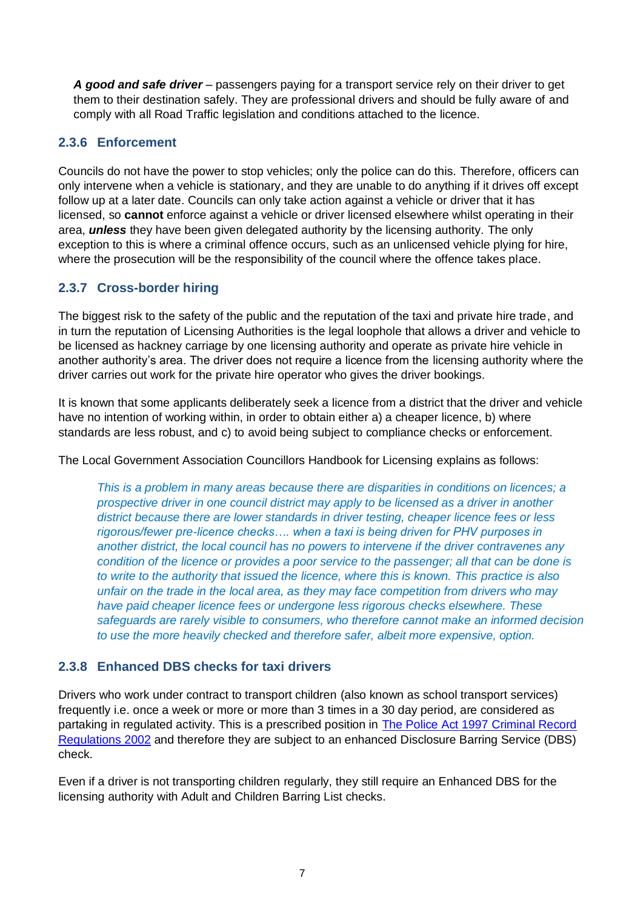***A good and safe driver*** – passengers paying for a transport service rely on their driver to get them to their destination safely. They are professional drivers and should be fully aware of and comply with all Road Traffic legislation and conditions attached to the licence.

### 2.3.6 Enforcement

Councils do not have the power to stop vehicles; only the police can do this. Therefore, officers can only intervene when a vehicle is stationary, and they are unable to do anything if it drives off except follow up at a later date. Councils can only take action against a vehicle or driver that it has licensed, so **cannot** enforce against a vehicle or driver licensed elsewhere whilst operating in their area, ***unless*** they have been given delegated authority by the licensing authority. The only exception to this is where a criminal offence occurs, such as an unlicensed vehicle plying for hire, where the prosecution will be the responsibility of the council where the offence takes place.

### 2.3.7 Cross-border hiring

The biggest risk to the safety of the public and the reputation of the taxi and private hire trade, and in turn the reputation of Licensing Authorities is the legal loophole that allows a driver and vehicle to be licensed as hackney carriage by one licensing authority and operate as private hire vehicle in another authority's area. The driver does not require a licence from the licensing authority where the driver carries out work for the private hire operator who gives the driver bookings.

It is known that some applicants deliberately seek a licence from a district that the driver and vehicle have no intention of working within, in order to obtain either a) a cheaper licence, b) where standards are less robust, and c) to avoid being subject to compliance checks or enforcement.

The Local Government Association Councillors Handbook for Licensing explains as follows:

> *This is a problem in many areas because there are disparities in conditions on licences; a prospective driver in one council district may apply to be licensed as a driver in another district because there are lower standards in driver testing, cheaper licence fees or less rigorous/fewer pre-licence checks…. when a taxi is being driven for PHV purposes in another district, the local council has no powers to intervene if the driver contravenes any condition of the licence or provides a poor service to the passenger; all that can be done is to write to the authority that issued the licence, where this is known. This practice is also unfair on the trade in the local area, as they may face competition from drivers who may have paid cheaper licence fees or undergone less rigorous checks elsewhere. These safeguards are rarely visible to consumers, who therefore cannot make an informed decision to use the more heavily checked and therefore safer, albeit more expensive, option.*

### 2.3.8 Enhanced DBS checks for taxi drivers

Drivers who work under contract to transport children (also known as school transport services) frequently i.e. once a week or more or more than 3 times in a 30 day period, are considered as partaking in regulated activity. This is a prescribed position in [The Police Act 1997 Criminal Record Regulations 2002]() and therefore they are subject to an enhanced Disclosure Barring Service (DBS) check.

Even if a driver is not transporting children regularly, they still require an Enhanced DBS for the licensing authority with Adult and Children Barring List checks.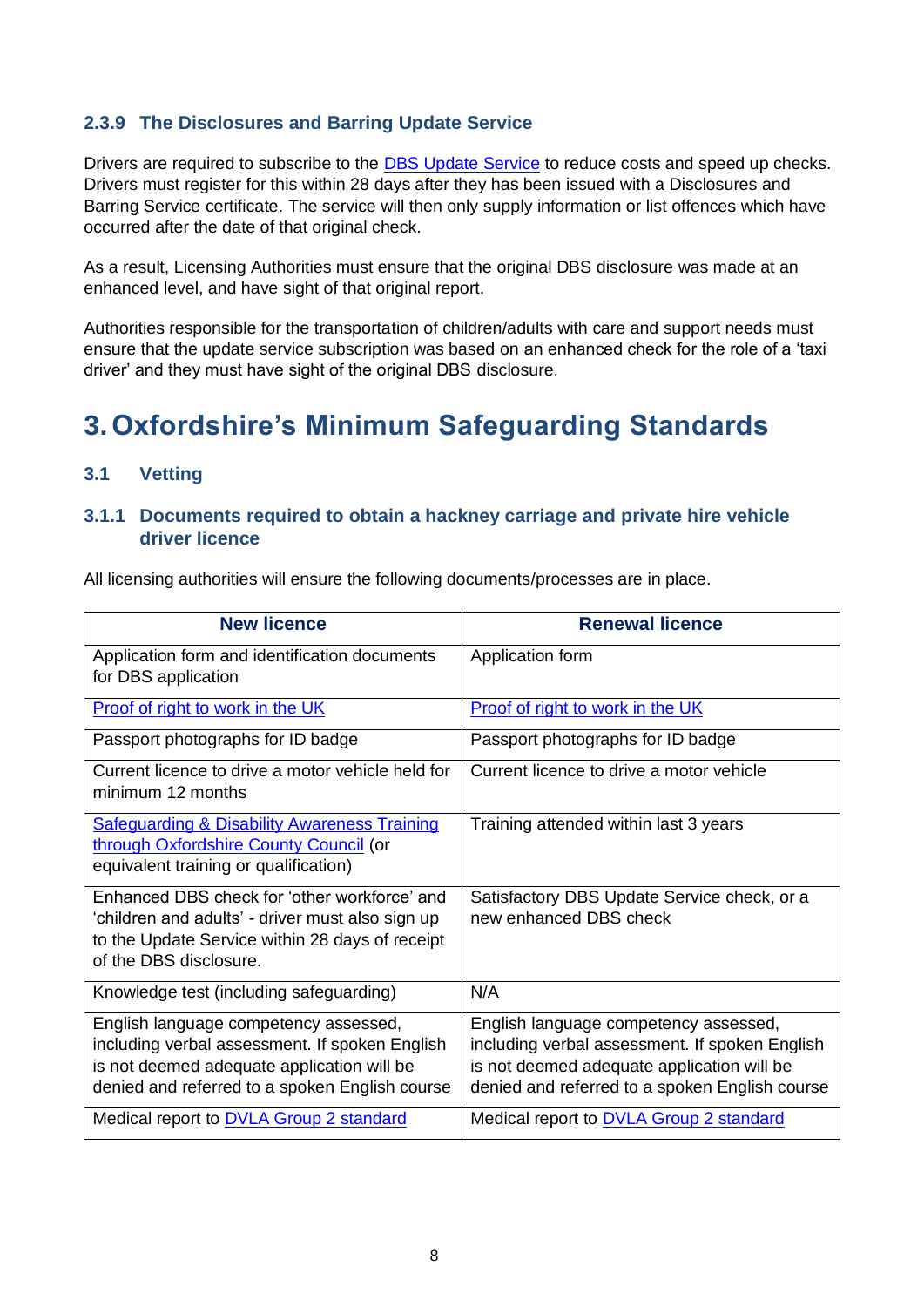### 2.3.9 The Disclosures and Barring Update Service

Drivers are required to subscribe to the DBS Update Service to reduce costs and speed up checks. Drivers must register for this within 28 days after they has been issued with a Disclosures and Barring Service certificate. The service will then only supply information or list offences which have occurred after the date of that original check.

As a result, Licensing Authorities must ensure that the original DBS disclosure was made at an enhanced level, and have sight of that original report.

Authorities responsible for the transportation of children/adults with care and support needs must ensure that the update service subscription was based on an enhanced check for the role of a 'taxi driver' and they must have sight of the original DBS disclosure.

# 3. Oxfordshire's Minimum Safeguarding Standards

## 3.1 Vetting

### 3.1.1 Documents required to obtain a hackney carriage and private hire vehicle driver licence

All licensing authorities will ensure the following documents/processes are in place.

| New licence | Renewal licence |
|---|---|
| Application form and identification documents for DBS application | Application form |
| Proof of right to work in the UK | Proof of right to work in the UK |
| Passport photographs for ID badge | Passport photographs for ID badge |
| Current licence to drive a motor vehicle held for minimum 12 months | Current licence to drive a motor vehicle |
| Safeguarding & Disability Awareness Training through Oxfordshire County Council (or equivalent training or qualification) | Training attended within last 3 years |
| Enhanced DBS check for 'other workforce' and 'children and adults' - driver must also sign up to the Update Service within 28 days of receipt of the DBS disclosure. | Satisfactory DBS Update Service check, or a new enhanced DBS check |
| Knowledge test (including safeguarding) | N/A |
| English language competency assessed, including verbal assessment. If spoken English is not deemed adequate application will be denied and referred to a spoken English course | English language competency assessed, including verbal assessment. If spoken English is not deemed adequate application will be denied and referred to a spoken English course |
| Medical report to DVLA Group 2 standard | Medical report to DVLA Group 2 standard |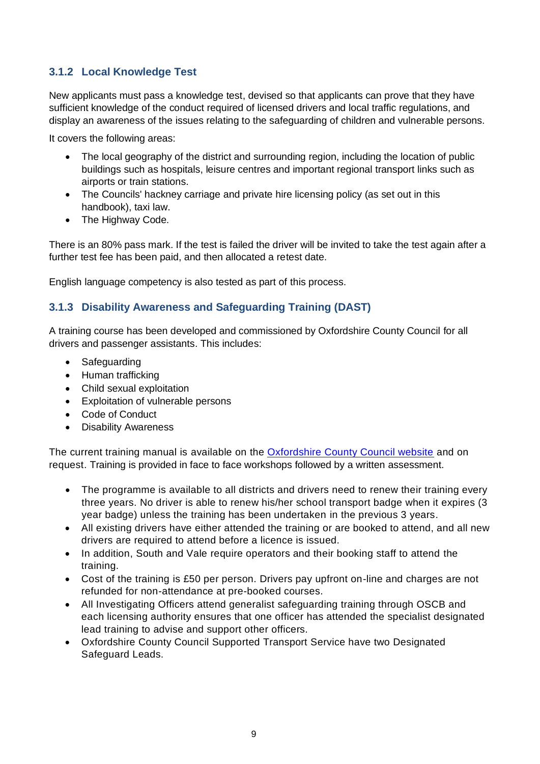### 3.1.2 Local Knowledge Test

New applicants must pass a knowledge test, devised so that applicants can prove that they have sufficient knowledge of the conduct required of licensed drivers and local traffic regulations, and display an awareness of the issues relating to the safeguarding of children and vulnerable persons.

It covers the following areas:

- The local geography of the district and surrounding region, including the location of public buildings such as hospitals, leisure centres and important regional transport links such as airports or train stations.
- The Councils' hackney carriage and private hire licensing policy (as set out in this handbook), taxi law.
- The Highway Code.

There is an 80% pass mark. If the test is failed the driver will be invited to take the test again after a further test fee has been paid, and then allocated a retest date.

English language competency is also tested as part of this process.

### 3.1.3 Disability Awareness and Safeguarding Training (DAST)

A training course has been developed and commissioned by Oxfordshire County Council for all drivers and passenger assistants. This includes:

- Safeguarding
- Human trafficking
- Child sexual exploitation
- Exploitation of vulnerable persons
- Code of Conduct
- Disability Awareness

The current training manual is available on the [Oxfordshire County Council website]() and on request. Training is provided in face to face workshops followed by a written assessment.

- The programme is available to all districts and drivers need to renew their training every three years. No driver is able to renew his/her school transport badge when it expires (3 year badge) unless the training has been undertaken in the previous 3 years.
- All existing drivers have either attended the training or are booked to attend, and all new drivers are required to attend before a licence is issued.
- In addition, South and Vale require operators and their booking staff to attend the training.
- Cost of the training is £50 per person. Drivers pay upfront on-line and charges are not refunded for non-attendance at pre-booked courses.
- All Investigating Officers attend generalist safeguarding training through OSCB and each licensing authority ensures that one officer has attended the specialist designated lead training to advise and support other officers.
- Oxfordshire County Council Supported Transport Service have two Designated Safeguard Leads.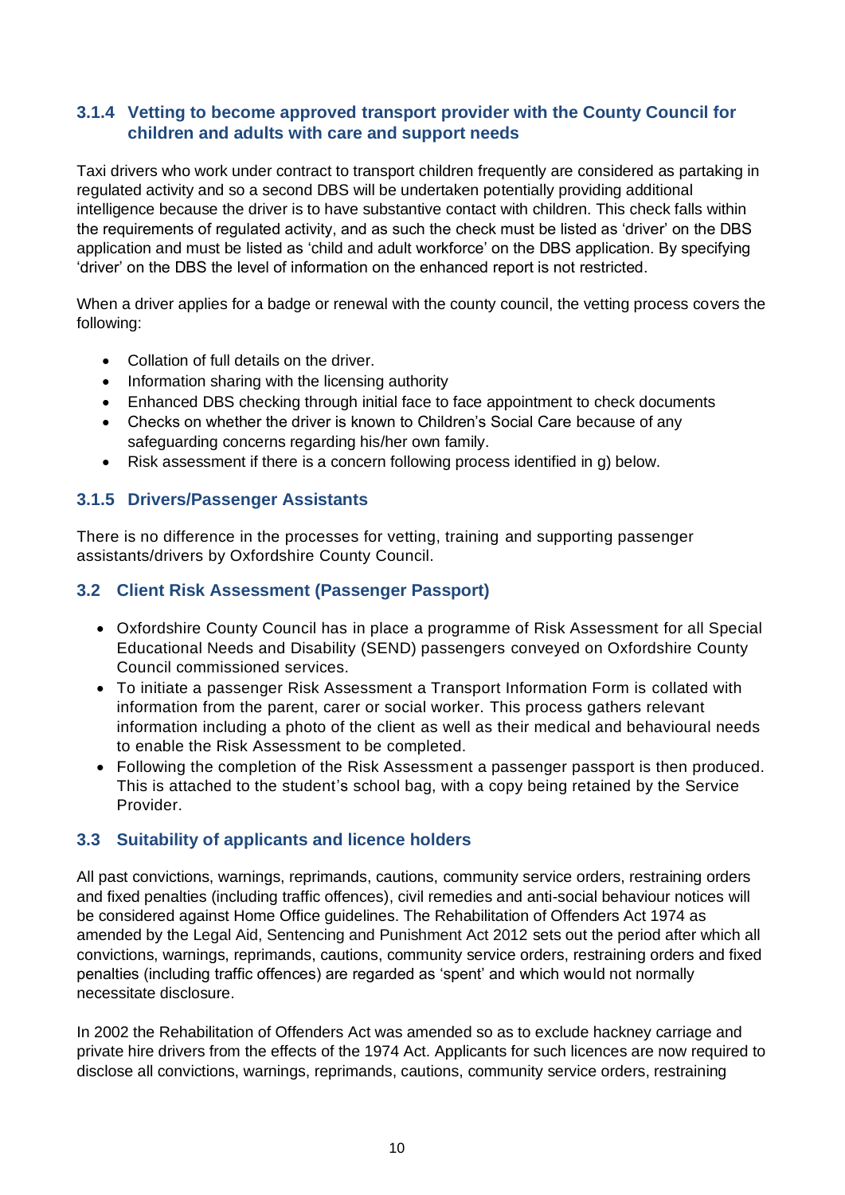### 3.1.4 Vetting to become approved transport provider with the County Council for children and adults with care and support needs

Taxi drivers who work under contract to transport children frequently are considered as partaking in regulated activity and so a second DBS will be undertaken potentially providing additional intelligence because the driver is to have substantive contact with children. This check falls within the requirements of regulated activity, and as such the check must be listed as 'driver' on the DBS application and must be listed as 'child and adult workforce' on the DBS application. By specifying 'driver' on the DBS the level of information on the enhanced report is not restricted.

When a driver applies for a badge or renewal with the county council, the vetting process covers the following:

- Collation of full details on the driver.
- Information sharing with the licensing authority
- Enhanced DBS checking through initial face to face appointment to check documents
- Checks on whether the driver is known to Children's Social Care because of any safeguarding concerns regarding his/her own family.
- Risk assessment if there is a concern following process identified in g) below.

### 3.1.5 Drivers/Passenger Assistants

There is no difference in the processes for vetting, training and supporting passenger assistants/drivers by Oxfordshire County Council.

## 3.2 Client Risk Assessment (Passenger Passport)

- Oxfordshire County Council has in place a programme of Risk Assessment for all Special Educational Needs and Disability (SEND) passengers conveyed on Oxfordshire County Council commissioned services.
- To initiate a passenger Risk Assessment a Transport Information Form is collated with information from the parent, carer or social worker. This process gathers relevant information including a photo of the client as well as their medical and behavioural needs to enable the Risk Assessment to be completed.
- Following the completion of the Risk Assessment a passenger passport is then produced. This is attached to the student's school bag, with a copy being retained by the Service Provider.

## 3.3 Suitability of applicants and licence holders

All past convictions, warnings, reprimands, cautions, community service orders, restraining orders and fixed penalties (including traffic offences), civil remedies and anti-social behaviour notices will be considered against Home Office guidelines. The Rehabilitation of Offenders Act 1974 as amended by the Legal Aid, Sentencing and Punishment Act 2012 sets out the period after which all convictions, warnings, reprimands, cautions, community service orders, restraining orders and fixed penalties (including traffic offences) are regarded as 'spent' and which would not normally necessitate disclosure.

In 2002 the Rehabilitation of Offenders Act was amended so as to exclude hackney carriage and private hire drivers from the effects of the 1974 Act. Applicants for such licences are now required to disclose all convictions, warnings, reprimands, cautions, community service orders, restraining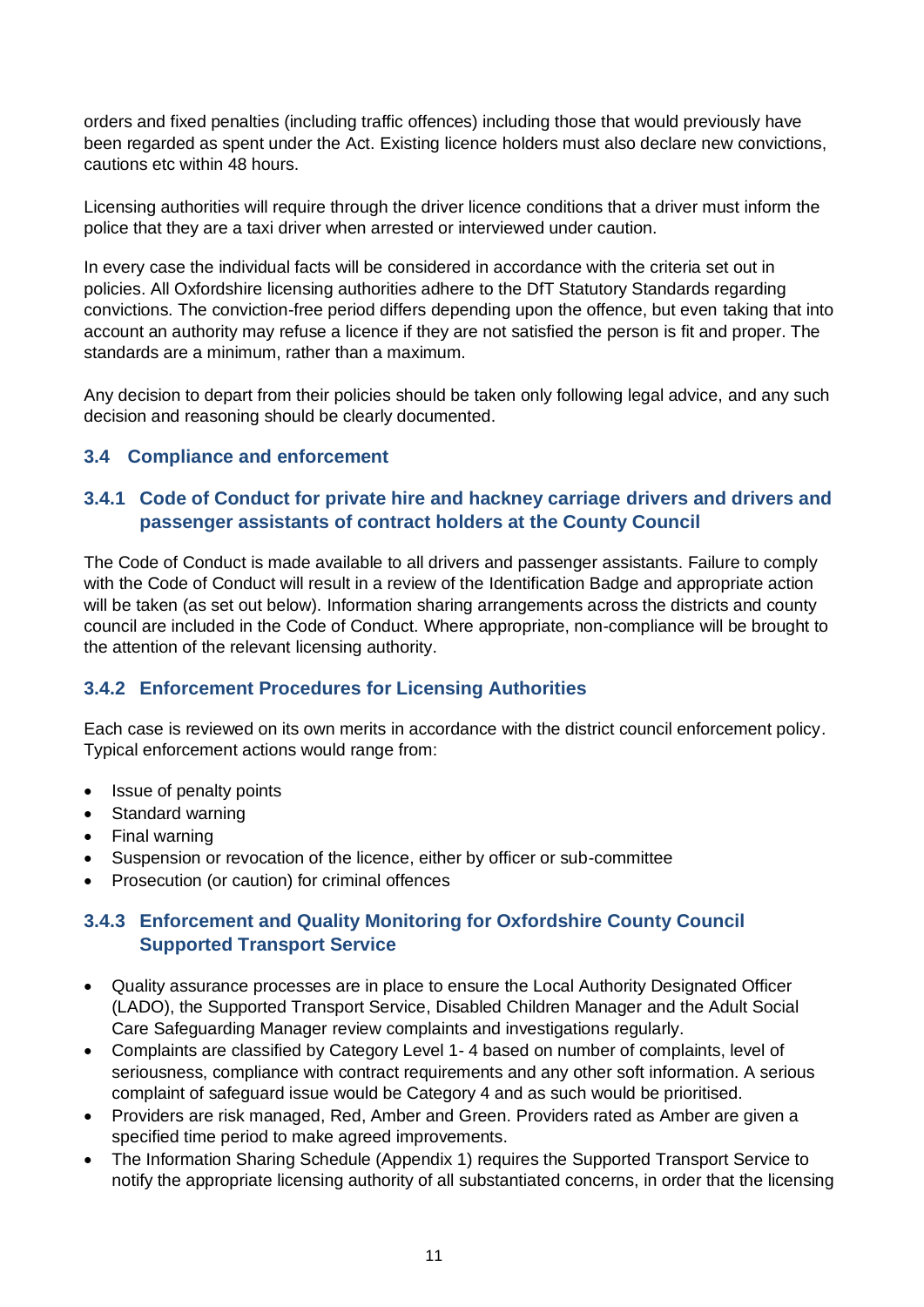orders and fixed penalties (including traffic offences) including those that would previously have been regarded as spent under the Act. Existing licence holders must also declare new convictions, cautions etc within 48 hours.

Licensing authorities will require through the driver licence conditions that a driver must inform the police that they are a taxi driver when arrested or interviewed under caution.

In every case the individual facts will be considered in accordance with the criteria set out in policies. All Oxfordshire licensing authorities adhere to the DfT Statutory Standards regarding convictions. The conviction-free period differs depending upon the offence, but even taking that into account an authority may refuse a licence if they are not satisfied the person is fit and proper. The standards are a minimum, rather than a maximum.

Any decision to depart from their policies should be taken only following legal advice, and any such decision and reasoning should be clearly documented.

## 3.4 Compliance and enforcement

### 3.4.1 Code of Conduct for private hire and hackney carriage drivers and drivers and passenger assistants of contract holders at the County Council

The Code of Conduct is made available to all drivers and passenger assistants. Failure to comply with the Code of Conduct will result in a review of the Identification Badge and appropriate action will be taken (as set out below). Information sharing arrangements across the districts and county council are included in the Code of Conduct. Where appropriate, non-compliance will be brought to the attention of the relevant licensing authority.

### 3.4.2 Enforcement Procedures for Licensing Authorities

Each case is reviewed on its own merits in accordance with the district council enforcement policy. Typical enforcement actions would range from:

- Issue of penalty points
- Standard warning
- Final warning
- Suspension or revocation of the licence, either by officer or sub-committee
- Prosecution (or caution) for criminal offences

### 3.4.3 Enforcement and Quality Monitoring for Oxfordshire County Council Supported Transport Service

- Quality assurance processes are in place to ensure the Local Authority Designated Officer (LADO), the Supported Transport Service, Disabled Children Manager and the Adult Social Care Safeguarding Manager review complaints and investigations regularly.
- Complaints are classified by Category Level 1- 4 based on number of complaints, level of seriousness, compliance with contract requirements and any other soft information. A serious complaint of safeguard issue would be Category 4 and as such would be prioritised.
- Providers are risk managed, Red, Amber and Green. Providers rated as Amber are given a specified time period to make agreed improvements.
- The Information Sharing Schedule (Appendix 1) requires the Supported Transport Service to notify the appropriate licensing authority of all substantiated concerns, in order that the licensing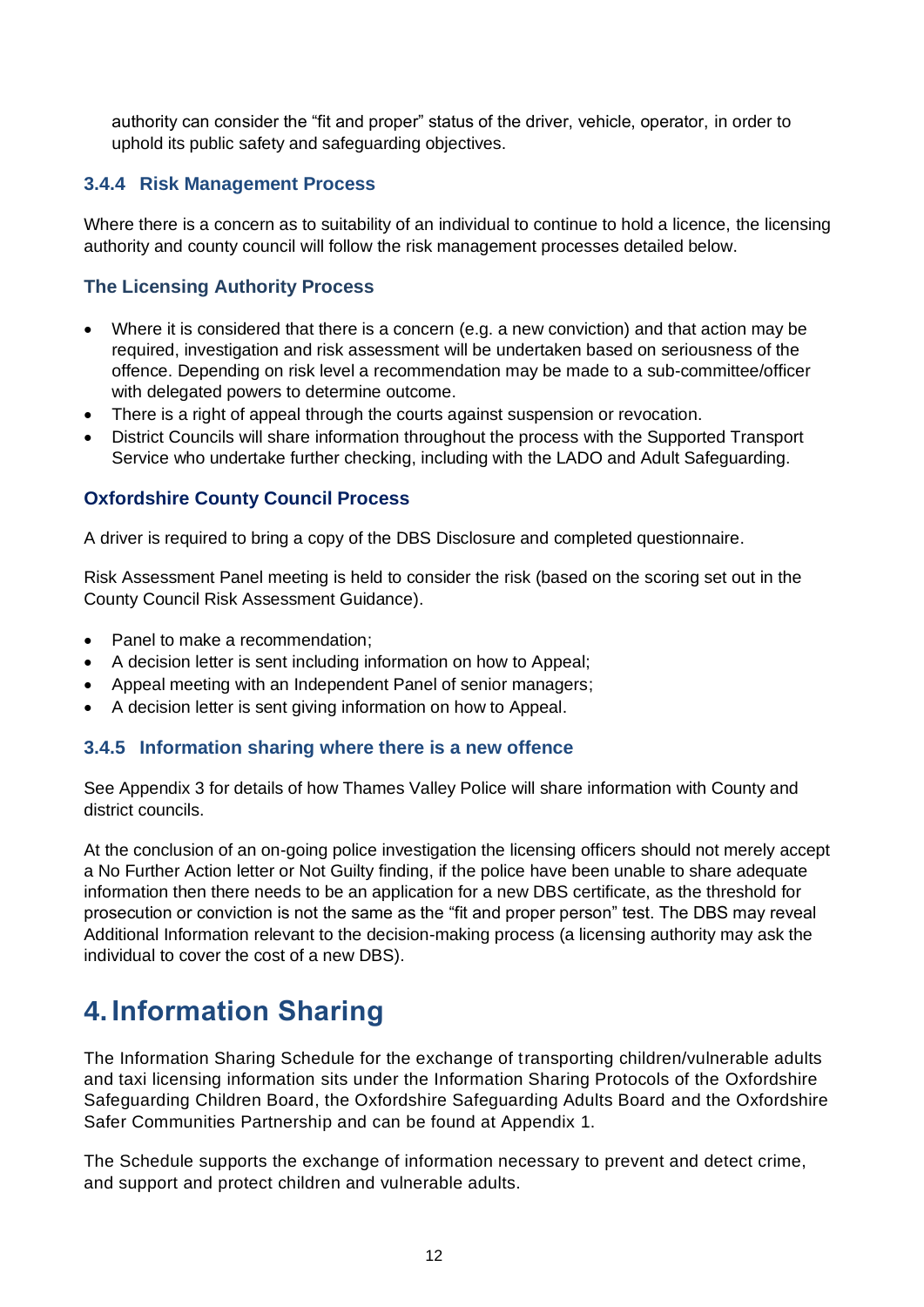authority can consider the "fit and proper" status of the driver, vehicle, operator, in order to uphold its public safety and safeguarding objectives.

### 3.4.4 Risk Management Process

Where there is a concern as to suitability of an individual to continue to hold a licence, the licensing authority and county council will follow the risk management processes detailed below.

### The Licensing Authority Process

- Where it is considered that there is a concern (e.g. a new conviction) and that action may be required, investigation and risk assessment will be undertaken based on seriousness of the offence. Depending on risk level a recommendation may be made to a sub-committee/officer with delegated powers to determine outcome.
- There is a right of appeal through the courts against suspension or revocation.
- District Councils will share information throughout the process with the Supported Transport Service who undertake further checking, including with the LADO and Adult Safeguarding.

### Oxfordshire County Council Process

A driver is required to bring a copy of the DBS Disclosure and completed questionnaire.

Risk Assessment Panel meeting is held to consider the risk (based on the scoring set out in the County Council Risk Assessment Guidance).

- Panel to make a recommendation;
- A decision letter is sent including information on how to Appeal;
- Appeal meeting with an Independent Panel of senior managers;
- A decision letter is sent giving information on how to Appeal.

### 3.4.5 Information sharing where there is a new offence

See Appendix 3 for details of how Thames Valley Police will share information with County and district councils.

At the conclusion of an on-going police investigation the licensing officers should not merely accept a No Further Action letter or Not Guilty finding, if the police have been unable to share adequate information then there needs to be an application for a new DBS certificate, as the threshold for prosecution or conviction is not the same as the "fit and proper person" test. The DBS may reveal Additional Information relevant to the decision-making process (a licensing authority may ask the individual to cover the cost of a new DBS).

# 4. Information Sharing

The Information Sharing Schedule for the exchange of transporting children/vulnerable adults and taxi licensing information sits under the Information Sharing Protocols of the Oxfordshire Safeguarding Children Board, the Oxfordshire Safeguarding Adults Board and the Oxfordshire Safer Communities Partnership and can be found at Appendix 1.

The Schedule supports the exchange of information necessary to prevent and detect crime, and support and protect children and vulnerable adults.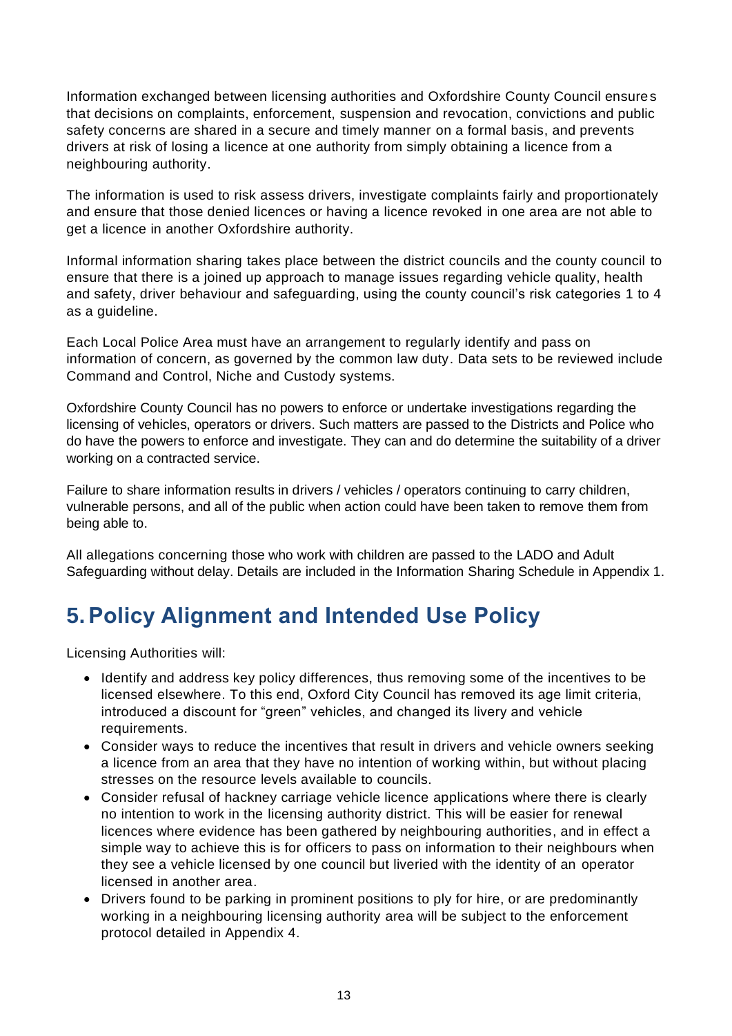Information exchanged between licensing authorities and Oxfordshire County Council ensures that decisions on complaints, enforcement, suspension and revocation, convictions and public safety concerns are shared in a secure and timely manner on a formal basis, and prevents drivers at risk of losing a licence at one authority from simply obtaining a licence from a neighbouring authority.

The information is used to risk assess drivers, investigate complaints fairly and proportionately and ensure that those denied licences or having a licence revoked in one area are not able to get a licence in another Oxfordshire authority.

Informal information sharing takes place between the district councils and the county council to ensure that there is a joined up approach to manage issues regarding vehicle quality, health and safety, driver behaviour and safeguarding, using the county council's risk categories 1 to 4 as a guideline.

Each Local Police Area must have an arrangement to regularly identify and pass on information of concern, as governed by the common law duty. Data sets to be reviewed include Command and Control, Niche and Custody systems.

Oxfordshire County Council has no powers to enforce or undertake investigations regarding the licensing of vehicles, operators or drivers. Such matters are passed to the Districts and Police who do have the powers to enforce and investigate. They can and do determine the suitability of a driver working on a contracted service.

Failure to share information results in drivers / vehicles / operators continuing to carry children, vulnerable persons, and all of the public when action could have been taken to remove them from being able to.

All allegations concerning those who work with children are passed to the LADO and Adult Safeguarding without delay. Details are included in the Information Sharing Schedule in Appendix 1.

# 5. Policy Alignment and Intended Use Policy

Licensing Authorities will:

- Identify and address key policy differences, thus removing some of the incentives to be licensed elsewhere. To this end, Oxford City Council has removed its age limit criteria, introduced a discount for "green" vehicles, and changed its livery and vehicle requirements.
- Consider ways to reduce the incentives that result in drivers and vehicle owners seeking a licence from an area that they have no intention of working within, but without placing stresses on the resource levels available to councils.
- Consider refusal of hackney carriage vehicle licence applications where there is clearly no intention to work in the licensing authority district. This will be easier for renewal licences where evidence has been gathered by neighbouring authorities, and in effect a simple way to achieve this is for officers to pass on information to their neighbours when they see a vehicle licensed by one council but liveried with the identity of an operator licensed in another area.
- Drivers found to be parking in prominent positions to ply for hire, or are predominantly working in a neighbouring licensing authority area will be subject to the enforcement protocol detailed in Appendix 4.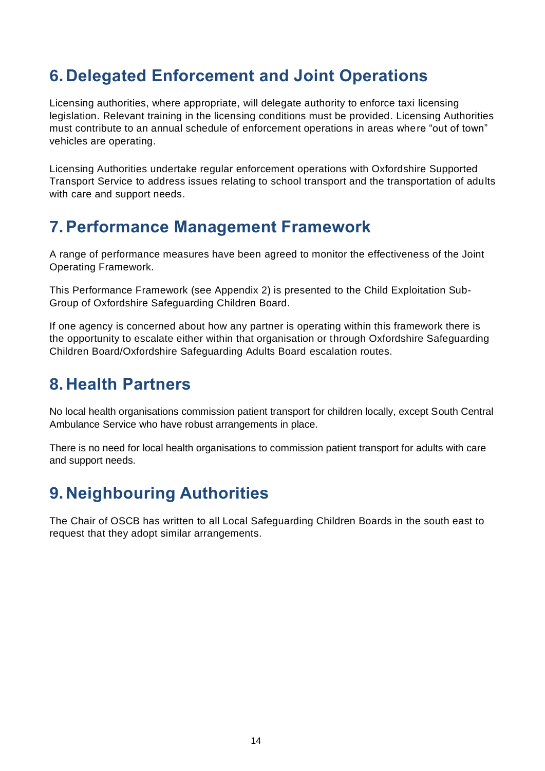## 6. Delegated Enforcement and Joint Operations

Licensing authorities, where appropriate, will delegate authority to enforce taxi licensing legislation. Relevant training in the licensing conditions must be provided. Licensing Authorities must contribute to an annual schedule of enforcement operations in areas where "out of town" vehicles are operating.

Licensing Authorities undertake regular enforcement operations with Oxfordshire Supported Transport Service to address issues relating to school transport and the transportation of adults with care and support needs.

## 7. Performance Management Framework

A range of performance measures have been agreed to monitor the effectiveness of the Joint Operating Framework.

This Performance Framework (see Appendix 2) is presented to the Child Exploitation Sub-Group of Oxfordshire Safeguarding Children Board.

If one agency is concerned about how any partner is operating within this framework there is the opportunity to escalate either within that organisation or through Oxfordshire Safeguarding Children Board/Oxfordshire Safeguarding Adults Board escalation routes.

## 8. Health Partners

No local health organisations commission patient transport for children locally, except South Central Ambulance Service who have robust arrangements in place.

There is no need for local health organisations to commission patient transport for adults with care and support needs.

## 9. Neighbouring Authorities

The Chair of OSCB has written to all Local Safeguarding Children Boards in the south east to request that they adopt similar arrangements.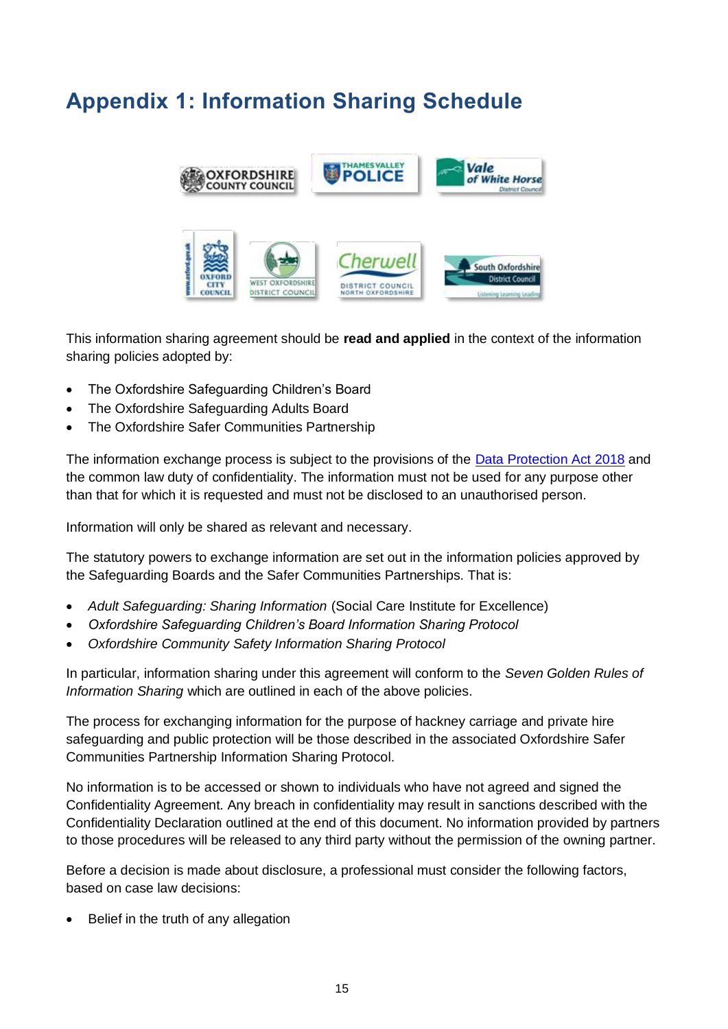# Appendix 1: Information Sharing Schedule

This information sharing agreement should be **read and applied** in the context of the information sharing policies adopted by:

- The Oxfordshire Safeguarding Children's Board
- The Oxfordshire Safeguarding Adults Board
- The Oxfordshire Safer Communities Partnership

The information exchange process is subject to the provisions of the [Data Protection Act 2018]() and the common law duty of confidentiality. The information must not be used for any purpose other than that for which it is requested and must not be disclosed to an unauthorised person.

Information will only be shared as relevant and necessary.

The statutory powers to exchange information are set out in the information policies approved by the Safeguarding Boards and the Safer Communities Partnerships. That is:

- *Adult Safeguarding: Sharing Information* (Social Care Institute for Excellence)
- *Oxfordshire Safeguarding Children's Board Information Sharing Protocol*
- *Oxfordshire Community Safety Information Sharing Protocol*

In particular, information sharing under this agreement will conform to the *Seven Golden Rules of Information Sharing* which are outlined in each of the above policies.

The process for exchanging information for the purpose of hackney carriage and private hire safeguarding and public protection will be those described in the associated Oxfordshire Safer Communities Partnership Information Sharing Protocol.

No information is to be accessed or shown to individuals who have not agreed and signed the Confidentiality Agreement. Any breach in confidentiality may result in sanctions described with the Confidentiality Declaration outlined at the end of this document. No information provided by partners to those procedures will be released to any third party without the permission of the owning partner.

Before a decision is made about disclosure, a professional must consider the following factors, based on case law decisions:

- Belief in the truth of any allegation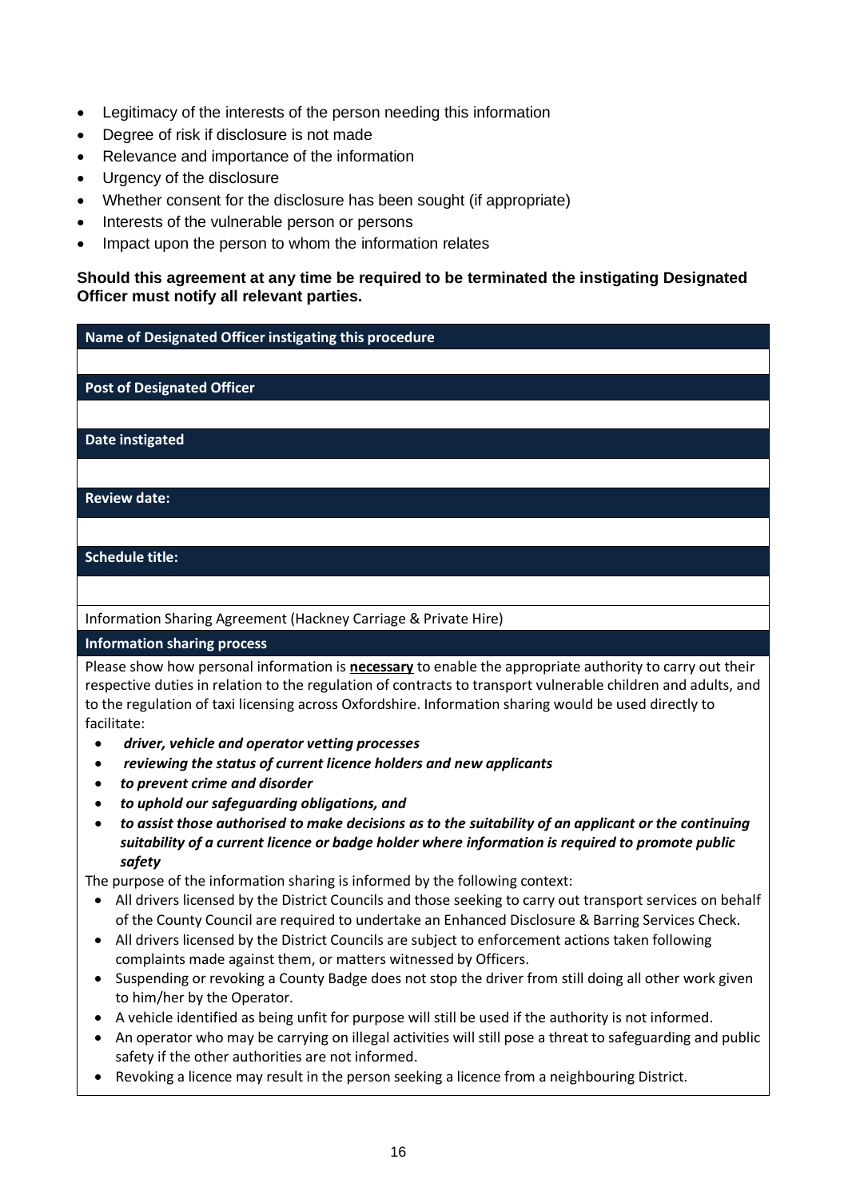- Legitimacy of the interests of the person needing this information
- Degree of risk if disclosure is not made
- Relevance and importance of the information
- Urgency of the disclosure
- Whether consent for the disclosure has been sought (if appropriate)
- Interests of the vulnerable person or persons
- Impact upon the person to whom the information relates

**Should this agreement at any time be required to be terminated the instigating Designated Officer must notify all relevant parties.**

| **Name of Designated Officer instigating this procedure** |
|---|
| |
| **Post of Designated Officer** |
| |
| **Date instigated** |
| |
| **Review date:** |
| |
| **Schedule title:** |
| |
| Information Sharing Agreement (Hackney Carriage & Private Hire) |
| **Information sharing process** |

Please show how personal information is **<u>necessary</u>** to enable the appropriate authority to carry out their respective duties in relation to the regulation of contracts to transport vulnerable children and adults, and to the regulation of taxi licensing across Oxfordshire. Information sharing would be used directly to facilitate:

- ***driver, vehicle and operator vetting processes***
- ***reviewing the status of current licence holders and new applicants***
- ***to prevent crime and disorder***
- ***to uphold our safeguarding obligations, and***
- ***to assist those authorised to make decisions as to the suitability of an applicant or the continuing suitability of a current licence or badge holder where information is required to promote public safety***

The purpose of the information sharing is informed by the following context:

- All drivers licensed by the District Councils and those seeking to carry out transport services on behalf of the County Council are required to undertake an Enhanced Disclosure & Barring Services Check.
- All drivers licensed by the District Councils are subject to enforcement actions taken following complaints made against them, or matters witnessed by Officers.
- Suspending or revoking a County Badge does not stop the driver from still doing all other work given to him/her by the Operator.
- A vehicle identified as being unfit for purpose will still be used if the authority is not informed.
- An operator who may be carrying on illegal activities will still pose a threat to safeguarding and public safety if the other authorities are not informed.
- Revoking a licence may result in the person seeking a licence from a neighbouring District.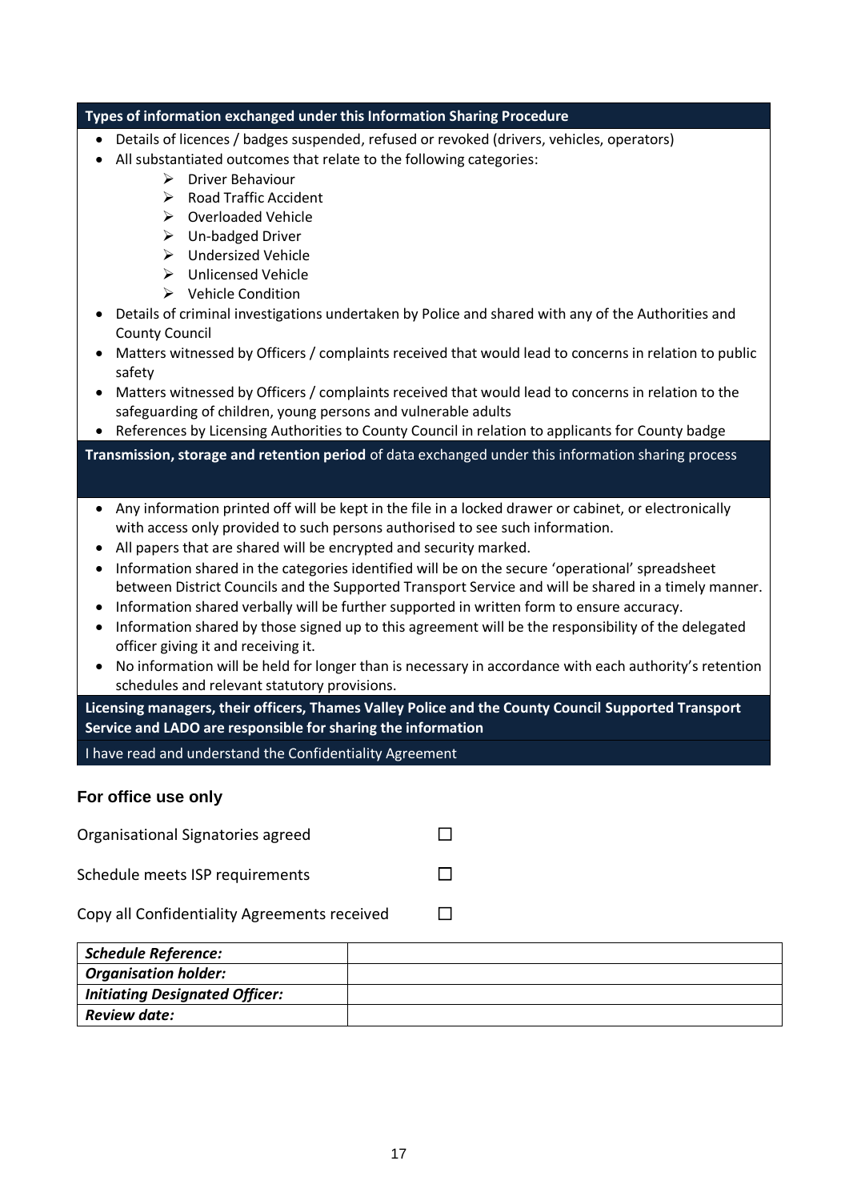**Types of information exchanged under this Information Sharing Procedure**

- Details of licences / badges suspended, refused or revoked (drivers, vehicles, operators)
- All substantiated outcomes that relate to the following categories:
  - Driver Behaviour
  - Road Traffic Accident
  - Overloaded Vehicle
  - Un-badged Driver
  - Undersized Vehicle
  - Unlicensed Vehicle
  - Vehicle Condition
- Details of criminal investigations undertaken by Police and shared with any of the Authorities and County Council
- Matters witnessed by Officers / complaints received that would lead to concerns in relation to public safety
- Matters witnessed by Officers / complaints received that would lead to concerns in relation to the safeguarding of children, young persons and vulnerable adults
- References by Licensing Authorities to County Council in relation to applicants for County badge

**Transmission, storage and retention period** of data exchanged under this information sharing process

- Any information printed off will be kept in the file in a locked drawer or cabinet, or electronically with access only provided to such persons authorised to see such information.
- All papers that are shared will be encrypted and security marked.
- Information shared in the categories identified will be on the secure 'operational' spreadsheet between District Councils and the Supported Transport Service and will be shared in a timely manner.
- Information shared verbally will be further supported in written form to ensure accuracy.
- Information shared by those signed up to this agreement will be the responsibility of the delegated officer giving it and receiving it.
- No information will be held for longer than is necessary in accordance with each authority's retention schedules and relevant statutory provisions.

**Licensing managers, their officers, Thames Valley Police and the County Council Supported Transport Service and LADO are responsible for sharing the information**

I have read and understand the Confidentiality Agreement

## For office use only

Organisational Signatories agreed ☐

Schedule meets ISP requirements ☐

Copy all Confidentiality Agreements received ☐

| | |
|---|---|
| ***Schedule Reference:*** | |
| ***Organisation holder:*** | |
| ***Initiating Designated Officer:*** | |
| ***Review date:*** | |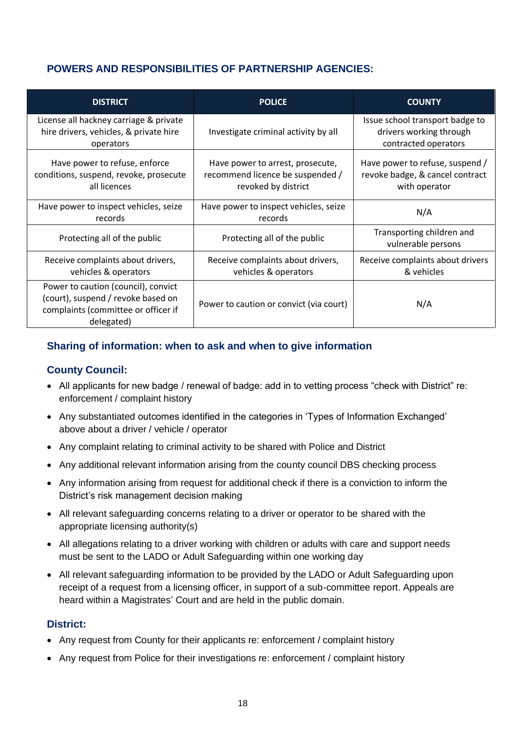### POWERS AND RESPONSIBILITIES OF PARTNERSHIP AGENCIES:

| DISTRICT | POLICE | COUNTY |
|---|---|---|
| License all hackney carriage & private hire drivers, vehicles, & private hire operators | Investigate criminal activity by all | Issue school transport badge to drivers working through contracted operators |
| Have power to refuse, enforce conditions, suspend, revoke, prosecute all licences | Have power to arrest, prosecute, recommend licence be suspended / revoked by district | Have power to refuse, suspend / revoke badge, & cancel contract with operator |
| Have power to inspect vehicles, seize records | Have power to inspect vehicles, seize records | N/A |
| Protecting all of the public | Protecting all of the public | Transporting children and vulnerable persons |
| Receive complaints about drivers, vehicles & operators | Receive complaints about drivers, vehicles & operators | Receive complaints about drivers & vehicles |
| Power to caution (council), convict (court), suspend / revoke based on complaints (committee or officer if delegated) | Power to caution or convict (via court) | N/A |

### Sharing of information: when to ask and when to give information

### County Council:

- All applicants for new badge / renewal of badge: add in to vetting process "check with District" re: enforcement / complaint history
- Any substantiated outcomes identified in the categories in 'Types of Information Exchanged' above about a driver / vehicle / operator
- Any complaint relating to criminal activity to be shared with Police and District
- Any additional relevant information arising from the county council DBS checking process
- Any information arising from request for additional check if there is a conviction to inform the District's risk management decision making
- All relevant safeguarding concerns relating to a driver or operator to be shared with the appropriate licensing authority(s)
- All allegations relating to a driver working with children or adults with care and support needs must be sent to the LADO or Adult Safeguarding within one working day
- All relevant safeguarding information to be provided by the LADO or Adult Safeguarding upon receipt of a request from a licensing officer, in support of a sub-committee report. Appeals are heard within a Magistrates' Court and are held in the public domain.

### District:

- Any request from County for their applicants re: enforcement / complaint history
- Any request from Police for their investigations re: enforcement / complaint history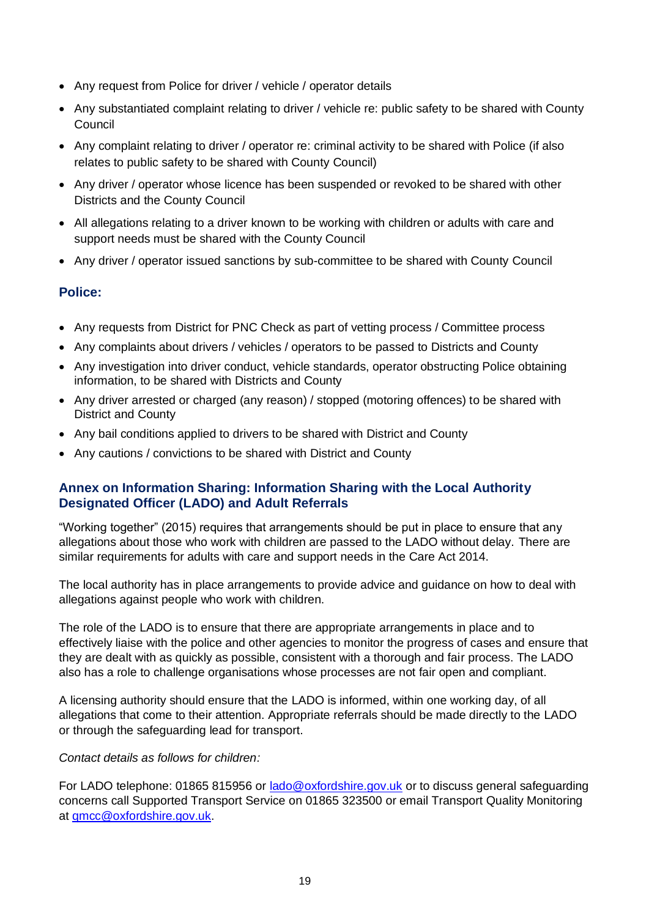- Any request from Police for driver / vehicle / operator details
- Any substantiated complaint relating to driver / vehicle re: public safety to be shared with County Council
- Any complaint relating to driver / operator re: criminal activity to be shared with Police (if also relates to public safety to be shared with County Council)
- Any driver / operator whose licence has been suspended or revoked to be shared with other Districts and the County Council
- All allegations relating to a driver known to be working with children or adults with care and support needs must be shared with the County Council
- Any driver / operator issued sanctions by sub-committee to be shared with County Council

### Police:

- Any requests from District for PNC Check as part of vetting process / Committee process
- Any complaints about drivers / vehicles / operators to be passed to Districts and County
- Any investigation into driver conduct, vehicle standards, operator obstructing Police obtaining information, to be shared with Districts and County
- Any driver arrested or charged (any reason) / stopped (motoring offences) to be shared with District and County
- Any bail conditions applied to drivers to be shared with District and County
- Any cautions / convictions to be shared with District and County

### Annex on Information Sharing: Information Sharing with the Local Authority Designated Officer (LADO) and Adult Referrals

"Working together" (2015) requires that arrangements should be put in place to ensure that any allegations about those who work with children are passed to the LADO without delay. There are similar requirements for adults with care and support needs in the Care Act 2014.

The local authority has in place arrangements to provide advice and guidance on how to deal with allegations against people who work with children.

The role of the LADO is to ensure that there are appropriate arrangements in place and to effectively liaise with the police and other agencies to monitor the progress of cases and ensure that they are dealt with as quickly as possible, consistent with a thorough and fair process. The LADO also has a role to challenge organisations whose processes are not fair open and compliant.

A licensing authority should ensure that the LADO is informed, within one working day, of all allegations that come to their attention. Appropriate referrals should be made directly to the LADO or through the safeguarding lead for transport.

*Contact details as follows for children:*

For LADO telephone: 01865 815956 or [lado@oxfordshire.gov.uk](mailto:lado@oxfordshire.gov.uk) or to discuss general safeguarding concerns call Supported Transport Service on 01865 323500 or email Transport Quality Monitoring at [qmcc@oxfordshire.gov.uk](mailto:qmcc@oxfordshire.gov.uk).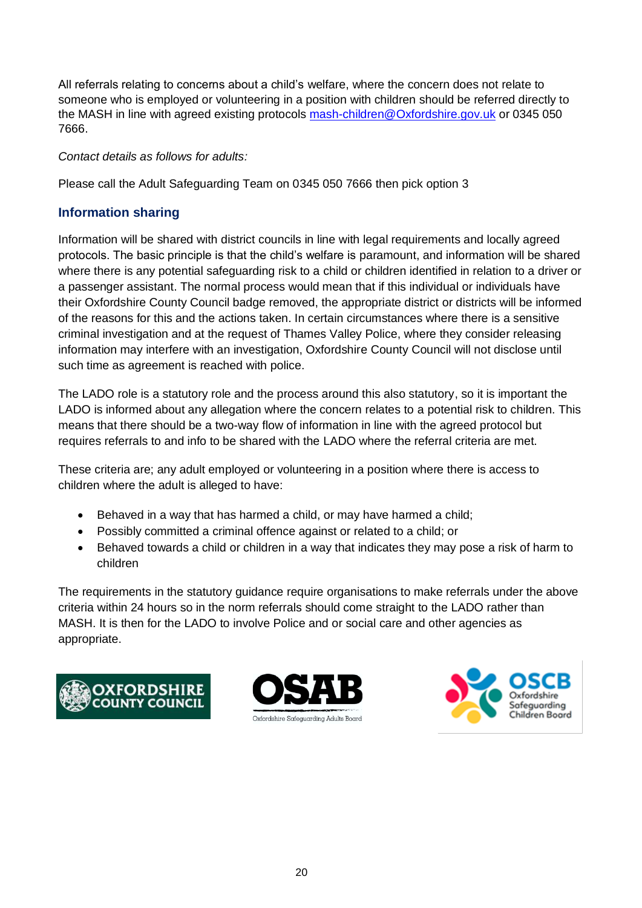All referrals relating to concerns about a child's welfare, where the concern does not relate to someone who is employed or volunteering in a position with children should be referred directly to the MASH in line with agreed existing protocols [mash-children@Oxfordshire.gov.uk](mailto:mash-children@Oxfordshire.gov.uk) or 0345 050 7666.

*Contact details as follows for adults:*

Please call the Adult Safeguarding Team on 0345 050 7666 then pick option 3

## Information sharing

Information will be shared with district councils in line with legal requirements and locally agreed protocols. The basic principle is that the child's welfare is paramount, and information will be shared where there is any potential safeguarding risk to a child or children identified in relation to a driver or a passenger assistant. The normal process would mean that if this individual or individuals have their Oxfordshire County Council badge removed, the appropriate district or districts will be informed of the reasons for this and the actions taken. In certain circumstances where there is a sensitive criminal investigation and at the request of Thames Valley Police, where they consider releasing information may interfere with an investigation, Oxfordshire County Council will not disclose until such time as agreement is reached with police.

The LADO role is a statutory role and the process around this also statutory, so it is important the LADO is informed about any allegation where the concern relates to a potential risk to children. This means that there should be a two-way flow of information in line with the agreed protocol but requires referrals to and info to be shared with the LADO where the referral criteria are met.

These criteria are; any adult employed or volunteering in a position where there is access to children where the adult is alleged to have:

- Behaved in a way that has harmed a child, or may have harmed a child;
- Possibly committed a criminal offence against or related to a child; or
- Behaved towards a child or children in a way that indicates they may pose a risk of harm to children

The requirements in the statutory guidance require organisations to make referrals under the above criteria within 24 hours so in the norm referrals should come straight to the LADO rather than MASH. It is then for the LADO to involve Police and or social care and other agencies as appropriate.

OXFORDSHIRE COUNTY COUNCIL

OSAB Oxfordshire Safeguarding Adults Board

OSCB Oxfordshire Safeguarding Children Board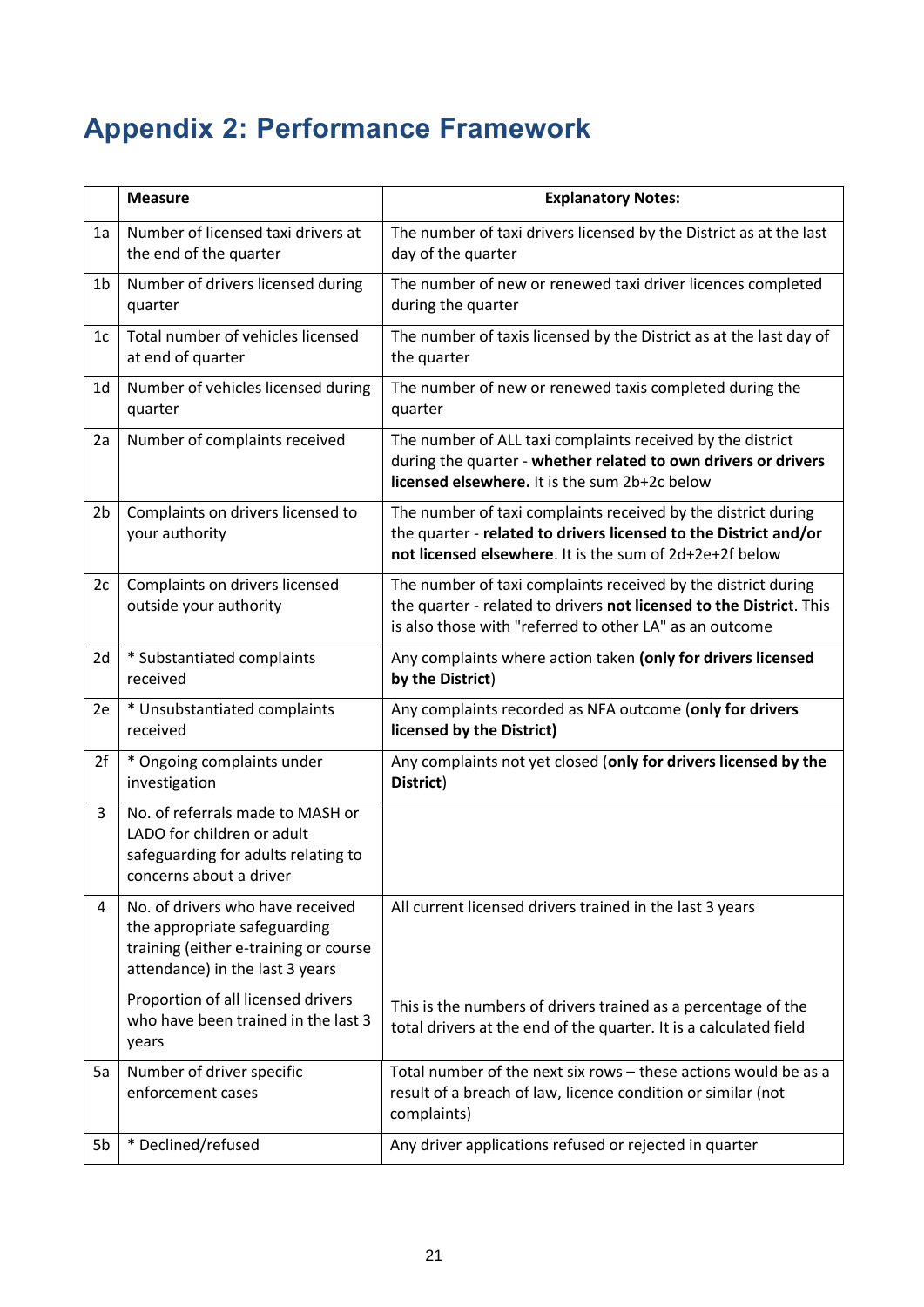# Appendix 2: Performance Framework

| | Measure | Explanatory Notes: |
|---|---|---|
| 1a | Number of licensed taxi drivers at the end of the quarter | The number of taxi drivers licensed by the District as at the last day of the quarter |
| 1b | Number of drivers licensed during quarter | The number of new or renewed taxi driver licences completed during the quarter |
| 1c | Total number of vehicles licensed at end of quarter | The number of taxis licensed by the District as at the last day of the quarter |
| 1d | Number of vehicles licensed during quarter | The number of new or renewed taxis completed during the quarter |
| 2a | Number of complaints received | The number of ALL taxi complaints received by the district during the quarter - **whether related to own drivers or drivers licensed elsewhere.** It is the sum 2b+2c below |
| 2b | Complaints on drivers licensed to your authority | The number of taxi complaints received by the district during the quarter - **related to drivers licensed to the District and/or not licensed elsewhere**. It is the sum of 2d+2e+2f below |
| 2c | Complaints on drivers licensed outside your authority | The number of taxi complaints received by the district during the quarter - related to drivers **not licensed to the District**. This is also those with "referred to other LA" as an outcome |
| 2d | * Substantiated complaints received | Any complaints where action taken **(only for drivers licensed by the District**) |
| 2e | * Unsubstantiated complaints received | Any complaints recorded as NFA outcome (**only for drivers licensed by the District)** |
| 2f | * Ongoing complaints under investigation | Any complaints not yet closed (**only for drivers licensed by the District**) |
| 3 | No. of referrals made to MASH or LADO for children or adult safeguarding for adults relating to concerns about a driver | |
| 4 | No. of drivers who have received the appropriate safeguarding training (either e-training or course attendance) in the last 3 years | All current licensed drivers trained in the last 3 years |
| | Proportion of all licensed drivers who have been trained in the last 3 years | This is the numbers of drivers trained as a percentage of the total drivers at the end of the quarter. It is a calculated field |
| 5a | Number of driver specific enforcement cases | Total number of the next six rows – these actions would be as a result of a breach of law, licence condition or similar (not complaints) |
| 5b | * Declined/refused | Any driver applications refused or rejected in quarter |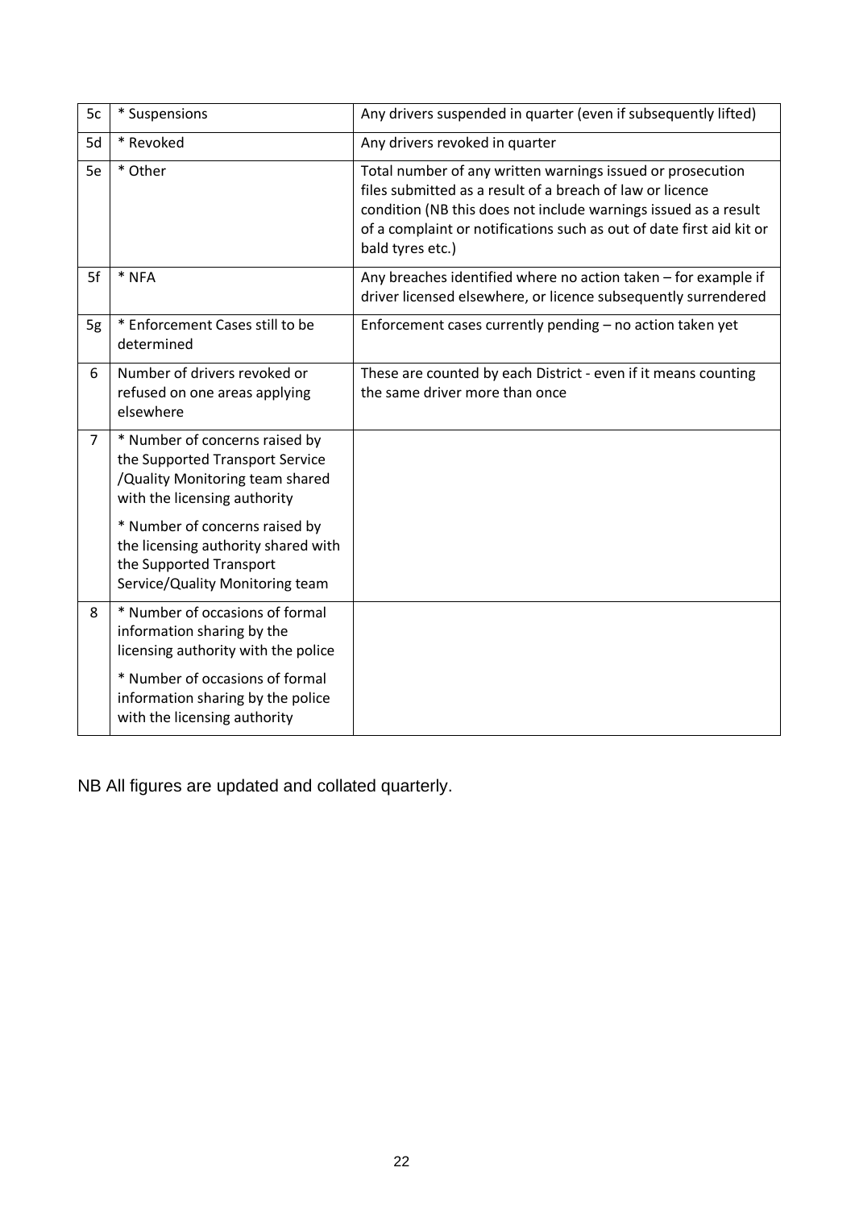| | | |
|---|---|---|
| 5c | * Suspensions | Any drivers suspended in quarter (even if subsequently lifted) |
| 5d | * Revoked | Any drivers revoked in quarter |
| 5e | * Other | Total number of any written warnings issued or prosecution files submitted as a result of a breach of law or licence condition (NB this does not include warnings issued as a result of a complaint or notifications such as out of date first aid kit or bald tyres etc.) |
| 5f | * NFA | Any breaches identified where no action taken – for example if driver licensed elsewhere, or licence subsequently surrendered |
| 5g | * Enforcement Cases still to be determined | Enforcement cases currently pending – no action taken yet |
| 6 | Number of drivers revoked or refused on one areas applying elsewhere | These are counted by each District - even if it means counting the same driver more than once |
| 7 | * Number of concerns raised by the Supported Transport Service /Quality Monitoring team shared with the licensing authority<br><br>* Number of concerns raised by the licensing authority shared with the Supported Transport Service/Quality Monitoring team | |
| 8 | * Number of occasions of formal information sharing by the licensing authority with the police<br><br>* Number of occasions of formal information sharing by the police with the licensing authority | |

NB All figures are updated and collated quarterly.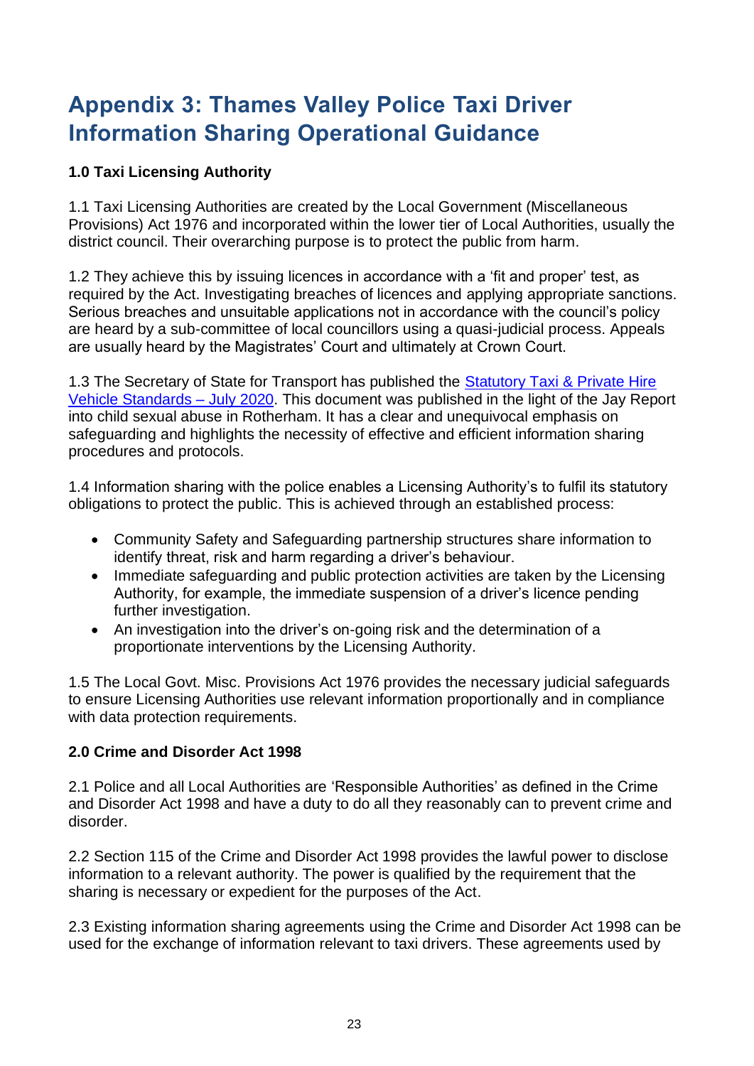# Appendix 3: Thames Valley Police Taxi Driver Information Sharing Operational Guidance

### 1.0 Taxi Licensing Authority

1.1 Taxi Licensing Authorities are created by the Local Government (Miscellaneous Provisions) Act 1976 and incorporated within the lower tier of Local Authorities, usually the district council. Their overarching purpose is to protect the public from harm.

1.2 They achieve this by issuing licences in accordance with a 'fit and proper' test, as required by the Act. Investigating breaches of licences and applying appropriate sanctions. Serious breaches and unsuitable applications not in accordance with the council's policy are heard by a sub-committee of local councillors using a quasi-judicial process. Appeals are usually heard by the Magistrates' Court and ultimately at Crown Court.

1.3 The Secretary of State for Transport has published the Statutory Taxi & Private Hire Vehicle Standards – July 2020. This document was published in the light of the Jay Report into child sexual abuse in Rotherham. It has a clear and unequivocal emphasis on safeguarding and highlights the necessity of effective and efficient information sharing procedures and protocols.

1.4 Information sharing with the police enables a Licensing Authority's to fulfil its statutory obligations to protect the public. This is achieved through an established process:

- Community Safety and Safeguarding partnership structures share information to identify threat, risk and harm regarding a driver's behaviour.
- Immediate safeguarding and public protection activities are taken by the Licensing Authority, for example, the immediate suspension of a driver's licence pending further investigation.
- An investigation into the driver's on-going risk and the determination of a proportionate interventions by the Licensing Authority.

1.5 The Local Govt. Misc. Provisions Act 1976 provides the necessary judicial safeguards to ensure Licensing Authorities use relevant information proportionally and in compliance with data protection requirements.

### 2.0 Crime and Disorder Act 1998

2.1 Police and all Local Authorities are 'Responsible Authorities' as defined in the Crime and Disorder Act 1998 and have a duty to do all they reasonably can to prevent crime and disorder.

2.2 Section 115 of the Crime and Disorder Act 1998 provides the lawful power to disclose information to a relevant authority. The power is qualified by the requirement that the sharing is necessary or expedient for the purposes of the Act.

2.3 Existing information sharing agreements using the Crime and Disorder Act 1998 can be used for the exchange of information relevant to taxi drivers. These agreements used by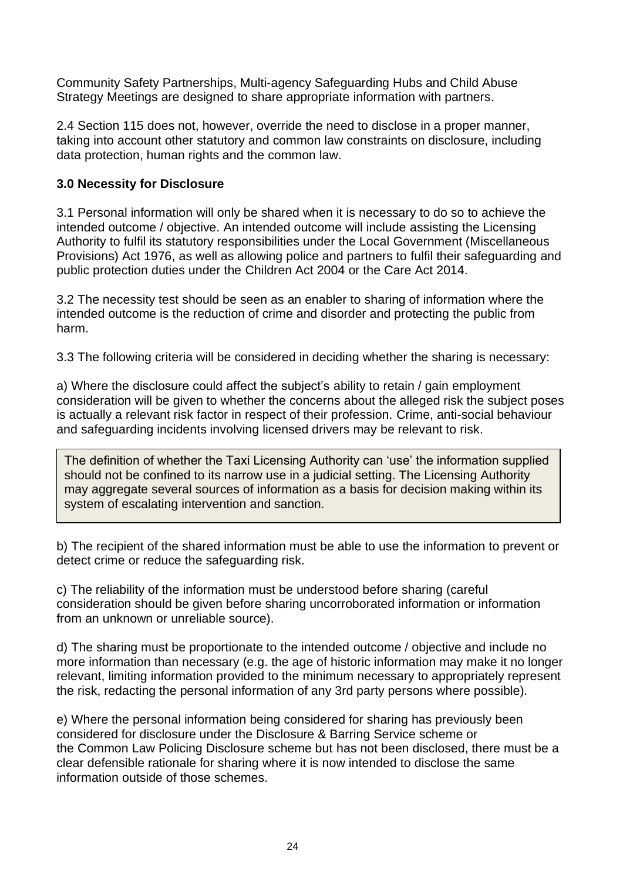Community Safety Partnerships, Multi-agency Safeguarding Hubs and Child Abuse Strategy Meetings are designed to share appropriate information with partners.

2.4 Section 115 does not, however, override the need to disclose in a proper manner, taking into account other statutory and common law constraints on disclosure, including data protection, human rights and the common law.

**3.0 Necessity for Disclosure**

3.1 Personal information will only be shared when it is necessary to do so to achieve the intended outcome / objective. An intended outcome will include assisting the Licensing Authority to fulfil its statutory responsibilities under the Local Government (Miscellaneous Provisions) Act 1976, as well as allowing police and partners to fulfil their safeguarding and public protection duties under the Children Act 2004 or the Care Act 2014.

3.2 The necessity test should be seen as an enabler to sharing of information where the intended outcome is the reduction of crime and disorder and protecting the public from harm.

3.3 The following criteria will be considered in deciding whether the sharing is necessary:

a) Where the disclosure could affect the subject's ability to retain / gain employment consideration will be given to whether the concerns about the alleged risk the subject poses is actually a relevant risk factor in respect of their profession. Crime, anti-social behaviour and safeguarding incidents involving licensed drivers may be relevant to risk.

> The definition of whether the Taxi Licensing Authority can 'use' the information supplied should not be confined to its narrow use in a judicial setting. The Licensing Authority may aggregate several sources of information as a basis for decision making within its system of escalating intervention and sanction.

b) The recipient of the shared information must be able to use the information to prevent or detect crime or reduce the safeguarding risk.

c) The reliability of the information must be understood before sharing (careful consideration should be given before sharing uncorroborated information or information from an unknown or unreliable source).

d) The sharing must be proportionate to the intended outcome / objective and include no more information than necessary (e.g. the age of historic information may make it no longer relevant, limiting information provided to the minimum necessary to appropriately represent the risk, redacting the personal information of any 3rd party persons where possible).

e) Where the personal information being considered for sharing has previously been considered for disclosure under the Disclosure & Barring Service scheme or the Common Law Policing Disclosure scheme but has not been disclosed, there must be a clear defensible rationale for sharing where it is now intended to disclose the same information outside of those schemes.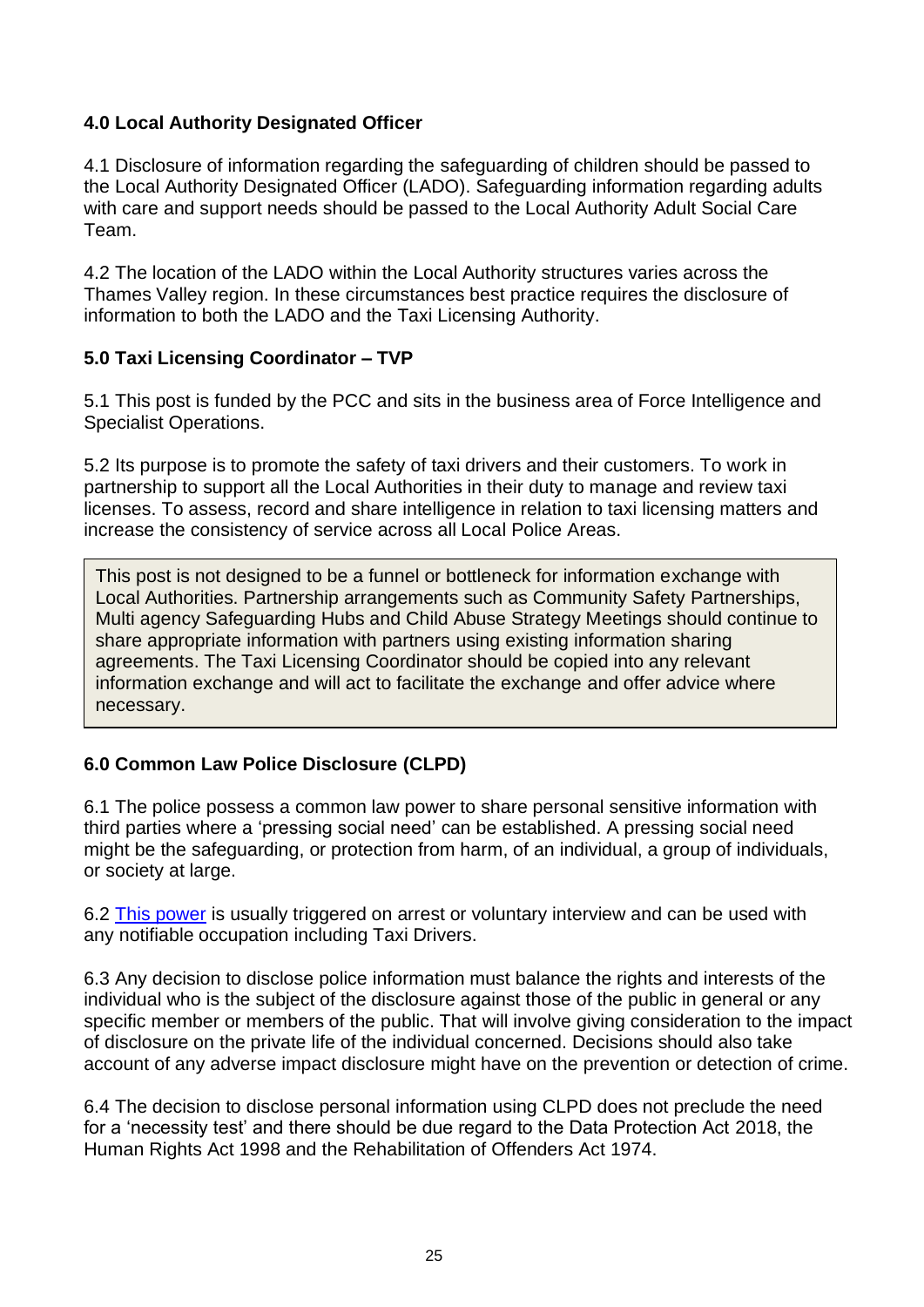**4.0 Local Authority Designated Officer**

4.1 Disclosure of information regarding the safeguarding of children should be passed to the Local Authority Designated Officer (LADO). Safeguarding information regarding adults with care and support needs should be passed to the Local Authority Adult Social Care Team.

4.2 The location of the LADO within the Local Authority structures varies across the Thames Valley region. In these circumstances best practice requires the disclosure of information to both the LADO and the Taxi Licensing Authority.

**5.0 Taxi Licensing Coordinator – TVP**

5.1 This post is funded by the PCC and sits in the business area of Force Intelligence and Specialist Operations.

5.2 Its purpose is to promote the safety of taxi drivers and their customers. To work in partnership to support all the Local Authorities in their duty to manage and review taxi licenses. To assess, record and share intelligence in relation to taxi licensing matters and increase the consistency of service across all Local Police Areas.

> This post is not designed to be a funnel or bottleneck for information exchange with Local Authorities. Partnership arrangements such as Community Safety Partnerships, Multi agency Safeguarding Hubs and Child Abuse Strategy Meetings should continue to share appropriate information with partners using existing information sharing agreements. The Taxi Licensing Coordinator should be copied into any relevant information exchange and will act to facilitate the exchange and offer advice where necessary.

**6.0 Common Law Police Disclosure (CLPD)**

6.1 The police possess a common law power to share personal sensitive information with third parties where a 'pressing social need' can be established. A pressing social need might be the safeguarding, or protection from harm, of an individual, a group of individuals, or society at large.

6.2 This power is usually triggered on arrest or voluntary interview and can be used with any notifiable occupation including Taxi Drivers.

6.3 Any decision to disclose police information must balance the rights and interests of the individual who is the subject of the disclosure against those of the public in general or any specific member or members of the public. That will involve giving consideration to the impact of disclosure on the private life of the individual concerned. Decisions should also take account of any adverse impact disclosure might have on the prevention or detection of crime.

6.4 The decision to disclose personal information using CLPD does not preclude the need for a 'necessity test' and there should be due regard to the Data Protection Act 2018, the Human Rights Act 1998 and the Rehabilitation of Offenders Act 1974.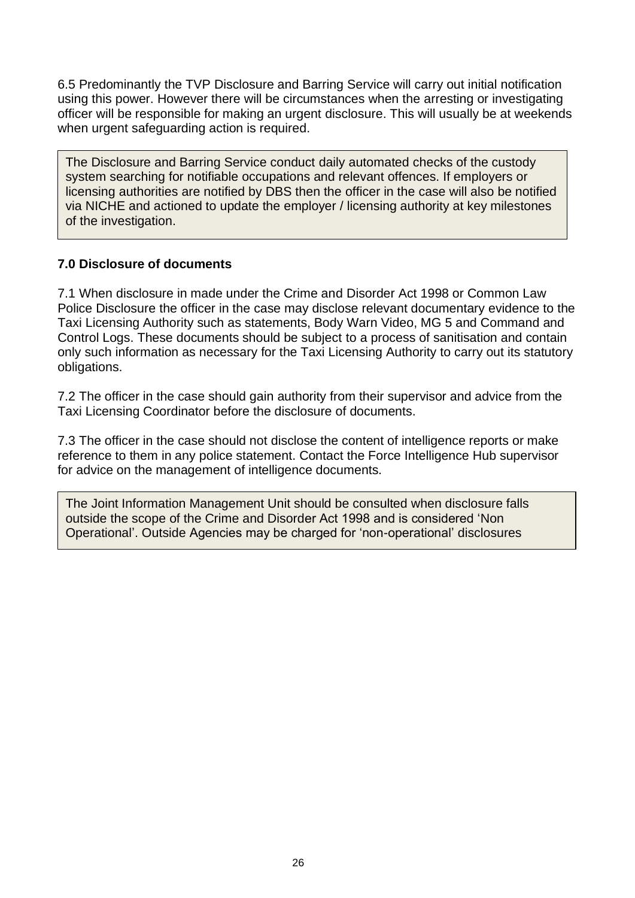6.5 Predominantly the TVP Disclosure and Barring Service will carry out initial notification using this power. However there will be circumstances when the arresting or investigating officer will be responsible for making an urgent disclosure. This will usually be at weekends when urgent safeguarding action is required.

> The Disclosure and Barring Service conduct daily automated checks of the custody system searching for notifiable occupations and relevant offences. If employers or licensing authorities are notified by DBS then the officer in the case will also be notified via NICHE and actioned to update the employer / licensing authority at key milestones of the investigation.

### 7.0 Disclosure of documents

7.1 When disclosure in made under the Crime and Disorder Act 1998 or Common Law Police Disclosure the officer in the case may disclose relevant documentary evidence to the Taxi Licensing Authority such as statements, Body Warn Video, MG 5 and Command and Control Logs. These documents should be subject to a process of sanitisation and contain only such information as necessary for the Taxi Licensing Authority to carry out its statutory obligations.

7.2 The officer in the case should gain authority from their supervisor and advice from the Taxi Licensing Coordinator before the disclosure of documents.

7.3 The officer in the case should not disclose the content of intelligence reports or make reference to them in any police statement. Contact the Force Intelligence Hub supervisor for advice on the management of intelligence documents.

> The Joint Information Management Unit should be consulted when disclosure falls outside the scope of the Crime and Disorder Act 1998 and is considered 'Non Operational'. Outside Agencies may be charged for 'non-operational' disclosures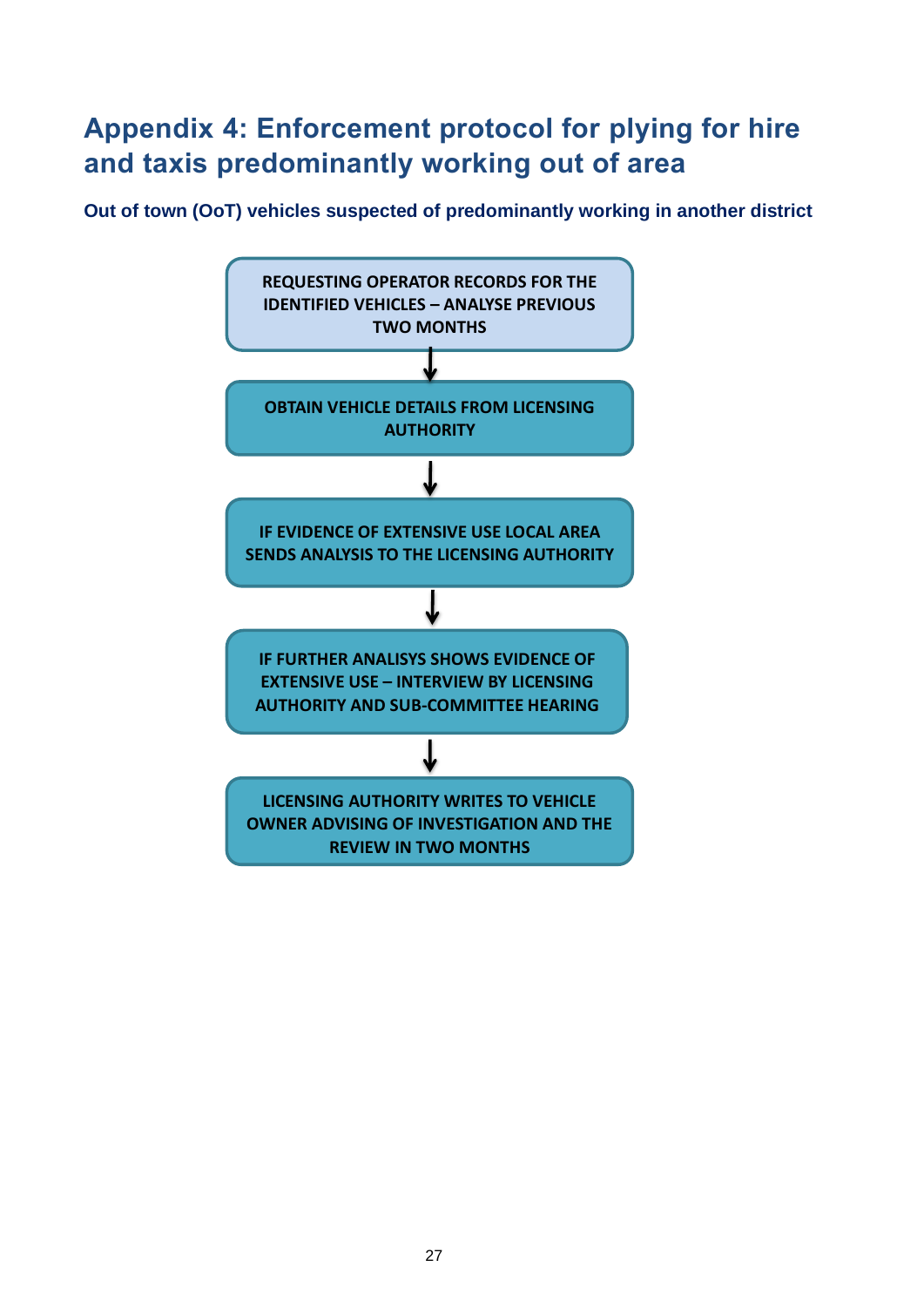# Appendix 4: Enforcement protocol for plying for hire and taxis predominantly working out of area

**Out of town (OoT) vehicles suspected of predominantly working in another district**

REQUESTING OPERATOR RECORDS FOR THE IDENTIFIED VEHICLES – ANALYSE PREVIOUS TWO MONTHS

↓

OBTAIN VEHICLE DETAILS FROM LICENSING AUTHORITY

↓

IF EVIDENCE OF EXTENSIVE USE LOCAL AREA SENDS ANALYSIS TO THE LICENSING AUTHORITY

↓

IF FURTHER ANALISYS SHOWS EVIDENCE OF EXTENSIVE USE – INTERVIEW BY LICENSING AUTHORITY AND SUB-COMMITTEE HEARING

↓

LICENSING AUTHORITY WRITES TO VEHICLE OWNER ADVISING OF INVESTIGATION AND THE REVIEW IN TWO MONTHS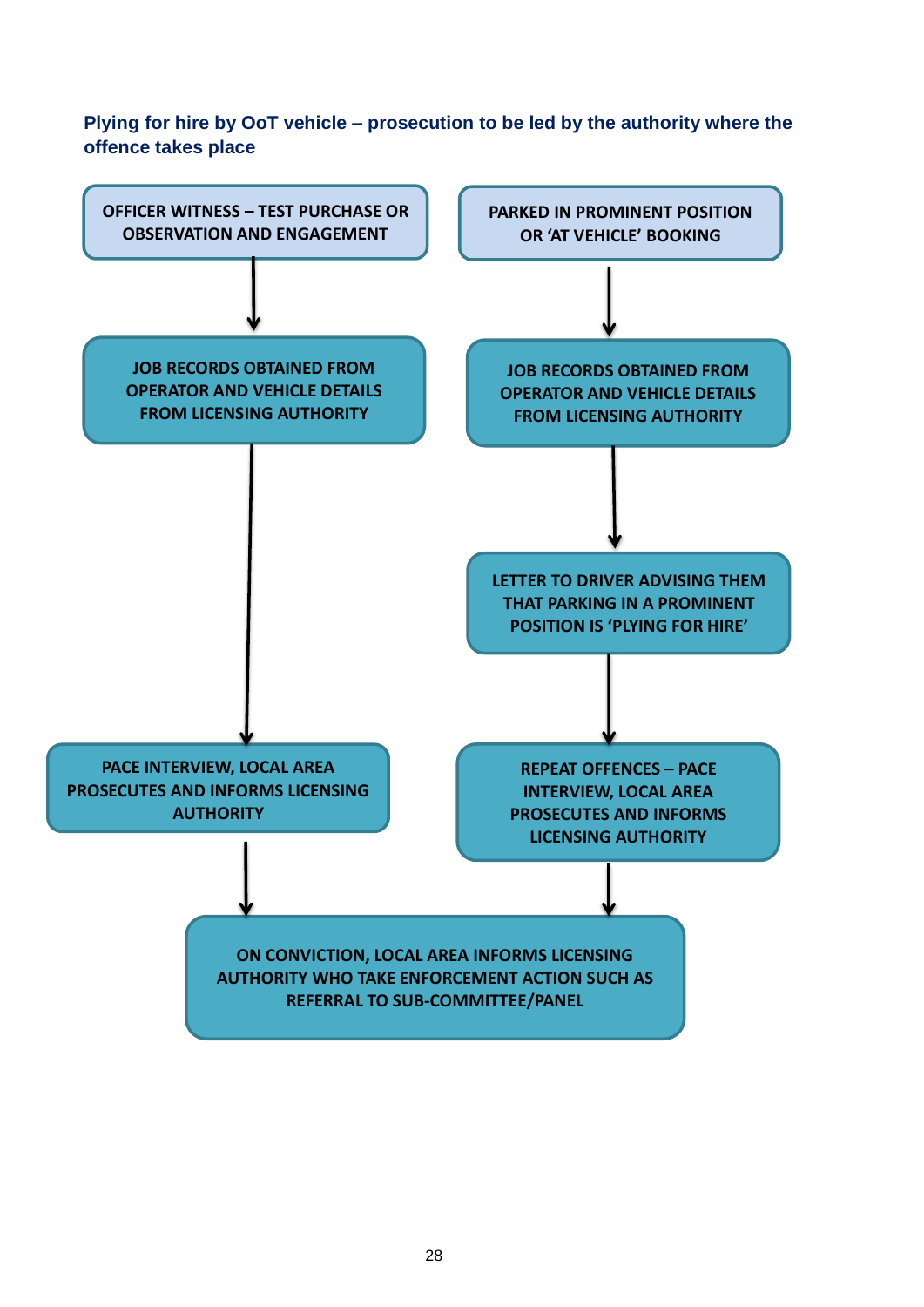**Plying for hire by OoT vehicle – prosecution to be led by the authority where the offence takes place**

OFFICER WITNESS – TEST PURCHASE OR OBSERVATION AND ENGAGEMENT

JOB RECORDS OBTAINED FROM OPERATOR AND VEHICLE DETAILS FROM LICENSING AUTHORITY

PACE INTERVIEW, LOCAL AREA PROSECUTES AND INFORMS LICENSING AUTHORITY

PARKED IN PROMINENT POSITION OR 'AT VEHICLE' BOOKING

JOB RECORDS OBTAINED FROM OPERATOR AND VEHICLE DETAILS FROM LICENSING AUTHORITY

LETTER TO DRIVER ADVISING THEM THAT PARKING IN A PROMINENT POSITION IS 'PLYING FOR HIRE'

REPEAT OFFENCES – PACE INTERVIEW, LOCAL AREA PROSECUTES AND INFORMS LICENSING AUTHORITY

ON CONVICTION, LOCAL AREA INFORMS LICENSING AUTHORITY WHO TAKE ENFORCEMENT ACTION SUCH AS REFERRAL TO SUB-COMMITTEE/PANEL